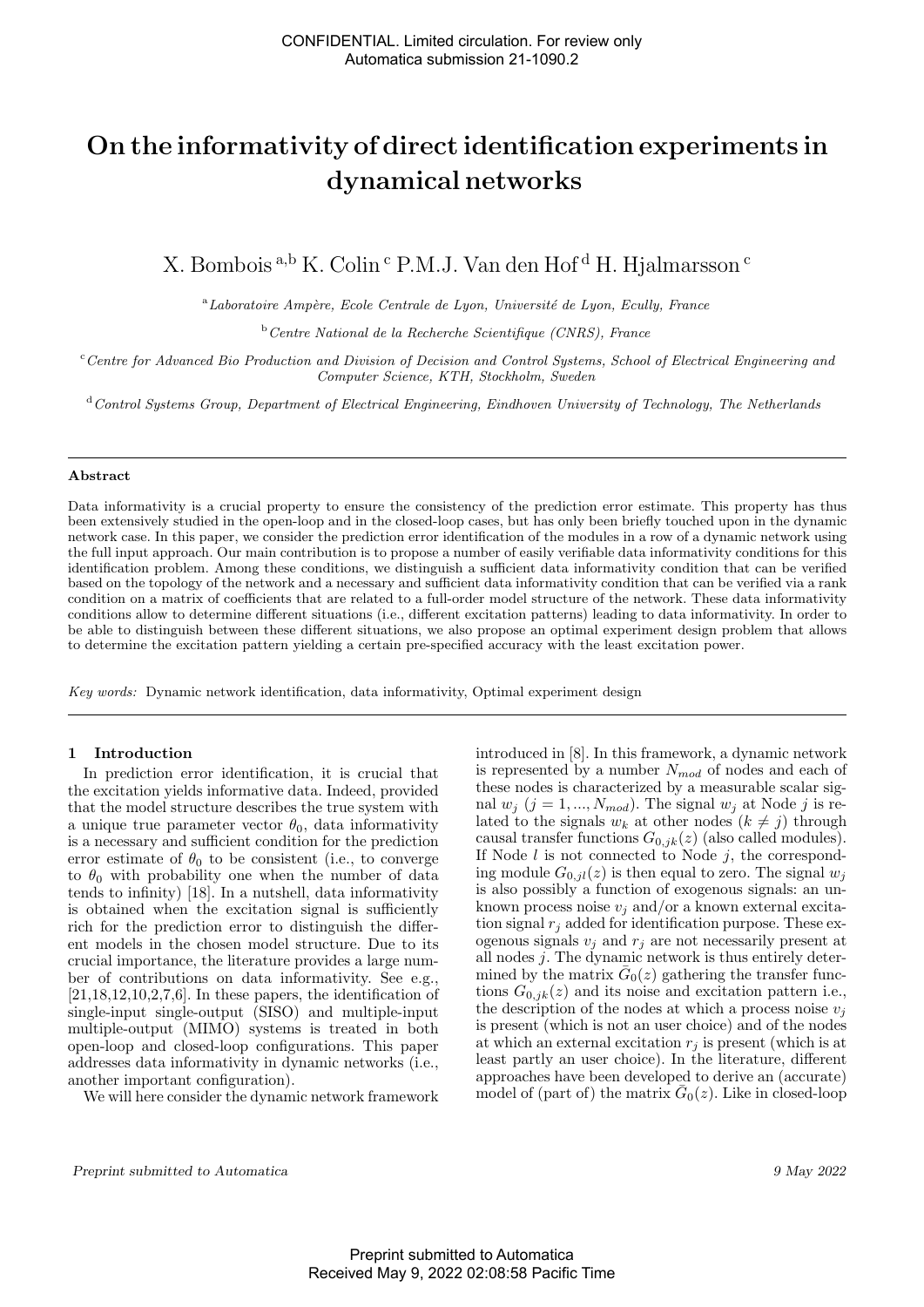# On the informativity of direct identification experiments in dynamical networks

X. Bombois [a,b] K. Colin [c] P.M.J. Van den Hof [d] H. Hjalmarsson [c]

[a] *Laboratoire Ampère, Ecole Centrale de Lyon, Université de Lyon, Ecully, France*

[b] *Centre National de la Recherche Scientifique (CNRS), France*

[c] *Centre for Advanced Bio Production and Division of Decision and Control Systems, School of Electrical Engineering and Computer Science, KTH, Stockholm, Sweden*

[d] *Control Systems Group, Department of Electrical Engineering, Eindhoven University of Technology, The Netherlands*

---

**Abstract**

Data informativity is a crucial property to ensure the consistency of the prediction error estimate. This property has thus been extensively studied in the open-loop and in the closed-loop cases, but has only been briefly touched upon in the dynamic network case. In this paper, we consider the prediction error identification of the modules in a row of a dynamic network using the full input approach. Our main contribution is to propose a number of easily verifiable data informativity conditions for this identification problem. Among these conditions, we distinguish a sufficient data informativity condition that can be verified based on the topology of the network and a necessary and sufficient data informativity condition that can be verified via a rank condition on a matrix of coefficients that are related to a full-order model structure of the network. These data informativity conditions allow to determine different situations (i.e., different excitation patterns) leading to data informativity. In order to be able to distinguish between these different situations, we also propose an optimal experiment design problem that allows to determine the excitation pattern yielding a certain pre-specified accuracy with the least excitation power.

*Key words:* Dynamic network identification, data informativity, Optimal experiment design

---

## 1 Introduction

In prediction error identification, it is crucial that the excitation yields informative data. Indeed, provided that the model structure describes the true system with a unique true parameter vector $\theta_0$, data informativity is a necessary and sufficient condition for the prediction error estimate of $\theta_0$ to be consistent (i.e., to converge to $\theta_0$ with probability one when the number of data tends to infinity) [18]. In a nutshell, data informativity is obtained when the excitation signal is sufficiently rich for the prediction error to distinguish the different models in the chosen model structure. Due to its crucial importance, the literature provides a large number of contributions on data informativity. See e.g., [21,18,12,10,2,7,6]. In these papers, the identification of single-input single-output (SISO) and multiple-input multiple-output (MIMO) systems is treated in both open-loop and closed-loop configurations. This paper addresses data informativity in dynamic networks (i.e., another important configuration).

We will here consider the dynamic network framework introduced in [8]. In this framework, a dynamic network is represented by a number $N_{mod}$ of nodes and each of these nodes is characterized by a measurable scalar signal $w_j$ ($j = 1, ..., N_{mod}$). The signal $w_j$ at Node $j$ is related to the signals $w_k$ at other nodes ($k \neq j$) through causal transfer functions $G_{0,jk}(z)$ (also called modules). If Node $l$ is not connected to Node $j$, the corresponding module $G_{0,jl}(z)$ is then equal to zero. The signal $w_j$ is also possibly a function of exogenous signals: an unknown process noise $v_j$ and/or a known external excitation signal $r_j$ added for identification purpose. These exogenous signals $v_j$ and $r_j$ are not necessarily present at all nodes $j$. The dynamic network is thus entirely determined by the matrix $\bar{G}_0(z)$ gathering the transfer functions $G_{0,jk}(z)$ and its noise and excitation pattern i.e., the description of the nodes at which a process noise $v_j$ is present (which is not an user choice) and of the nodes at which an external excitation $r_j$ is present (which is at least partly an user choice). In the literature, different approaches have been developed to derive an (accurate) model of (part of) the matrix $\bar{G}_0(z)$. Like in closed-loop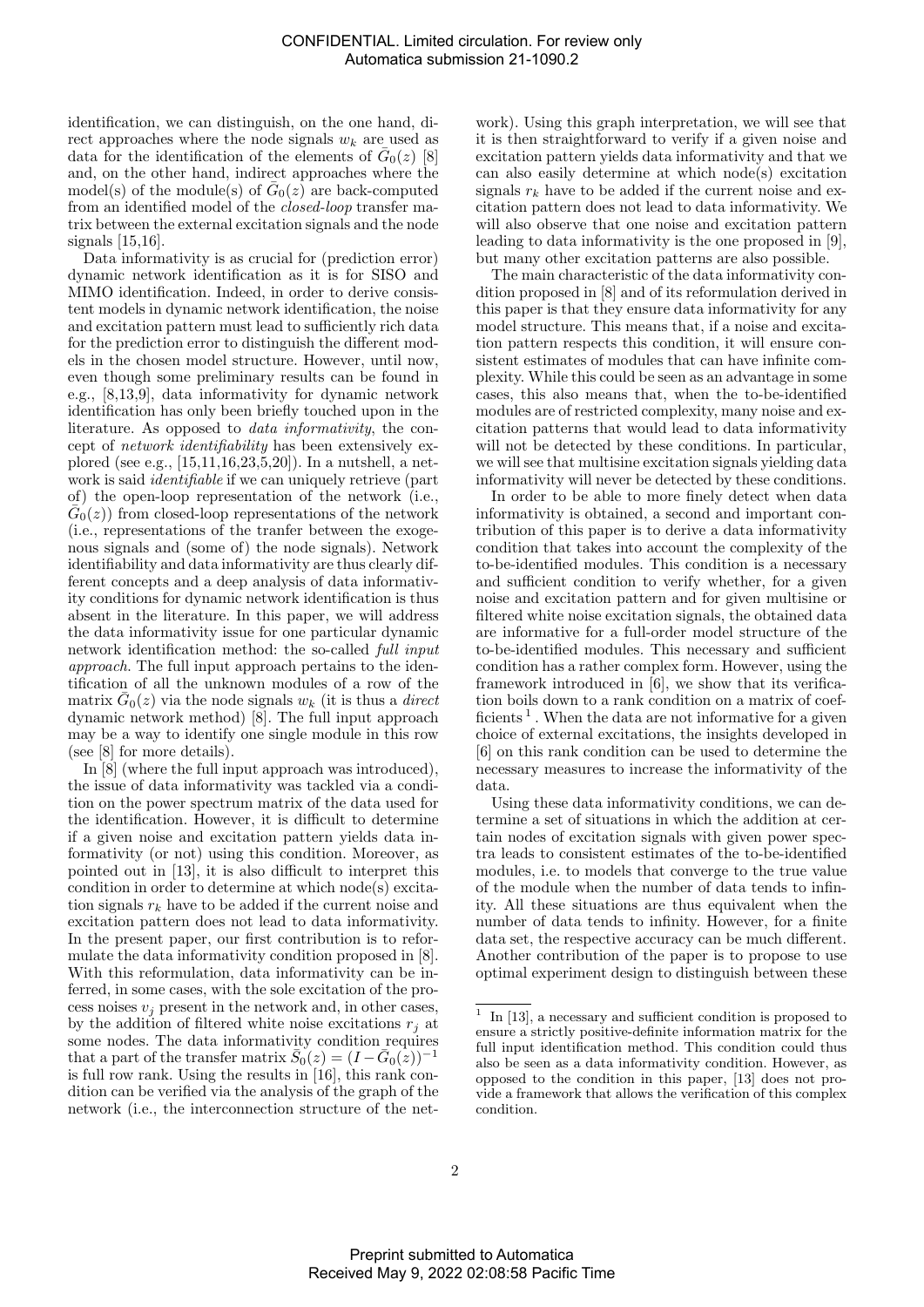identification, we can distinguish, on the one hand, direct approaches where the node signals $w_k$ are used as data for the identification of the elements of $\bar{G}_0(z)$ [8] and, on the other hand, indirect approaches where the model(s) of the module(s) of $\bar{G}_0(z)$ are back-computed from an identified model of the *closed-loop* transfer matrix between the external excitation signals and the node signals [15,16].

Data informativity is as crucial for (prediction error) dynamic network identification as it is for SISO and MIMO identification. Indeed, in order to derive consistent models in dynamic network identification, the noise and excitation pattern must lead to sufficiently rich data for the prediction error to distinguish the different models in the chosen model structure. However, until now, even though some preliminary results can be found in e.g., [8,13,9], data informativity for dynamic network identification has only been briefly touched upon in the literature. As opposed to *data informativity*, the concept of *network identifiability* has been extensively explored (see e.g., [15,11,16,23,5,20]). In a nutshell, a network is said *identifiable* if we can uniquely retrieve (part of) the open-loop representation of the network (i.e., $\bar{G}_0(z)$) from closed-loop representations of the network (i.e., representations of the tranfer between the exogenous signals and (some of) the node signals). Network identifiability and data informativity are thus clearly different concepts and a deep analysis of data informativity conditions for dynamic network identification is thus absent in the literature. In this paper, we will address the data informativity issue for one particular dynamic network identification method: the so-called *full input approach*. The full input approach pertains to the identification of all the unknown modules of a row of the matrix $\bar{G}_0(z)$ via the node signals $w_k$ (it is thus a *direct* dynamic network method) [8]. The full input approach may be a way to identify one single module in this row (see [8] for more details).

In [8] (where the full input approach was introduced), the issue of data informativity was tackled via a condition on the power spectrum matrix of the data used for the identification. However, it is difficult to determine if a given noise and excitation pattern yields data informativity (or not) using this condition. Moreover, as pointed out in [13], it is also difficult to interpret this condition in order to determine at which node(s) excitation signals $r_k$ have to be added if the current noise and excitation pattern does not lead to data informativity. In the present paper, our first contribution is to reformulate the data informativity condition proposed in [8]. With this reformulation, data informativity can be inferred, in some cases, with the sole excitation of the process noises $v_j$ present in the network and, in other cases, by the addition of filtered white noise excitations $r_j$ at some nodes. The data informativity condition requires that a part of the transfer matrix $\bar{S}_0(z) = (I - \bar{G}_0(z))^{-1}$ is full row rank. Using the results in [16], this rank condition can be verified via the analysis of the graph of the network (i.e., the interconnection structure of the network). Using this graph interpretation, we will see that it is then straightforward to verify if a given noise and excitation pattern yields data informativity and that we can also easily determine at which node(s) excitation signals $r_k$ have to be added if the current noise and excitation pattern does not lead to data informativity. We will also observe that one noise and excitation pattern leading to data informativity is the one proposed in [9], but many other excitation patterns are also possible.

The main characteristic of the data informativity condition proposed in [8] and of its reformulation derived in this paper is that they ensure data informativity for any model structure. This means that, if a noise and excitation pattern respects this condition, it will ensure consistent estimates of modules that can have infinite complexity. While this could be seen as an advantage in some cases, this also means that, when the to-be-identified modules are of restricted complexity, many noise and excitation patterns that would lead to data informativity will not be detected by these conditions. In particular, we will see that multisine excitation signals yielding data informativity will never be detected by these conditions.

In order to be able to more finely detect when data informativity is obtained, a second and important contribution of this paper is to derive a data informativity condition that takes into account the complexity of the to-be-identified modules. This condition is a necessary and sufficient condition to verify whether, for a given noise and excitation pattern and for given multisine or filtered white noise excitation signals, the obtained data are informative for a full-order model structure of the to-be-identified modules. This necessary and sufficient condition has a rather complex form. However, using the framework introduced in [6], we show that its verification boils down to a rank condition on a matrix of coefficients [1]. When the data are not informative for a given choice of external excitations, the insights developed in [6] on this rank condition can be used to determine the necessary measures to increase the informativity of the data.

Using these data informativity conditions, we can determine a set of situations in which the addition at certain nodes of excitation signals with given power spectra leads to consistent estimates of the to-be-identified modules, i.e. to models that converge to the true value of the module when the number of data tends to infinity. All these situations are thus equivalent when the number of data tends to infinity. However, for a finite data set, the respective accuracy can be much different. Another contribution of the paper is to propose to use optimal experiment design to distinguish between these

[1] In [13], a necessary and sufficient condition is proposed to ensure a strictly positive-definite information matrix for the full input identification method. This condition could thus also be seen as a data informativity condition. However, as opposed to the condition in this paper, [13] does not provide a framework that allows the verification of this complex condition.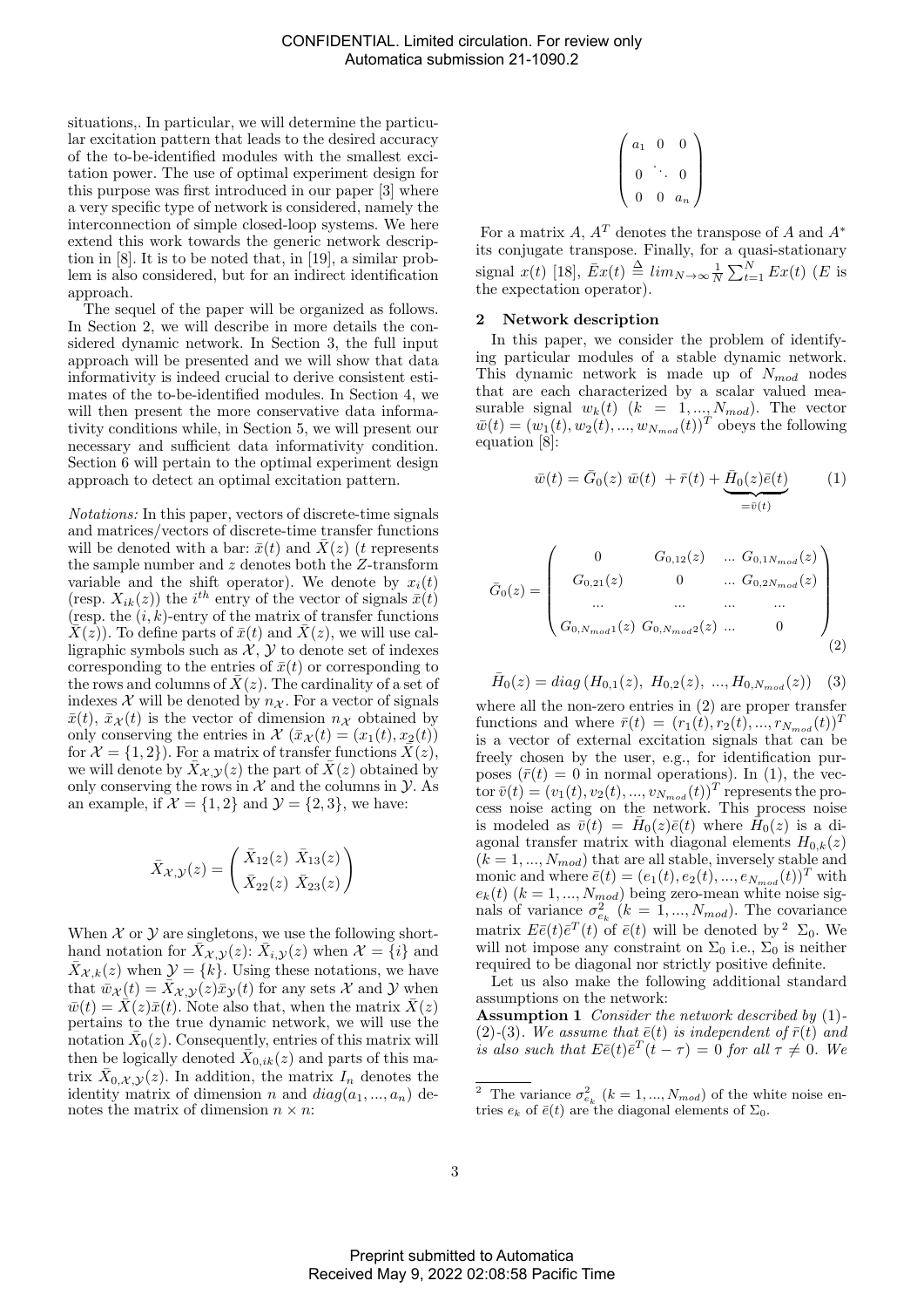situations,. In particular, we will determine the particular excitation pattern that leads to the desired accuracy of the to-be-identified modules with the smallest excitation power. The use of optimal experiment design for this purpose was first introduced in our paper [3] where a very specific type of network is considered, namely the interconnection of simple closed-loop systems. We here extend this work towards the generic network description in [8]. It is to be noted that, in [19], a similar problem is also considered, but for an indirect identification approach.

The sequel of the paper will be organized as follows. In Section 2, we will describe in more details the considered dynamic network. In Section 3, the full input approach will be presented and we will show that data informativity is indeed crucial to derive consistent estimates of the to-be-identified modules. In Section 4, we will then present the more conservative data informativity conditions while, in Section 5, we will present our necessary and sufficient data informativity condition. Section 6 will pertain to the optimal experiment design approach to detect an optimal excitation pattern.

*Notations:* In this paper, vectors of discrete-time signals and matrices/vectors of discrete-time transfer functions will be denoted with a bar: $\bar{x}(t)$ and $\bar{X}(z)$ ($t$ represents the sample number and $z$ denotes both the $Z$-transform variable and the shift operator). We denote by $x_i(t)$ (resp. $X_{ik}(z)$) the $i^{th}$ entry of the vector of signals $\bar{x}(t)$ (resp. the $(i,k)$-entry of the matrix of transfer functions $\bar{X}(z)$). To define parts of $\bar{x}(t)$ and $\bar{X}(z)$, we will use calligraphic symbols such as $\mathcal{X}$, $\mathcal{Y}$ to denote set of indexes corresponding to the entries of $\bar{x}(t)$ or corresponding to the rows and columns of $\bar{X}(z)$. The cardinality of a set of indexes $\mathcal{X}$ will be denoted by $n_{\mathcal{X}}$. For a vector of signals $\bar{x}(t)$, $\bar{x}_{\mathcal{X}}(t)$ is the vector of dimension $n_{\mathcal{X}}$ obtained by only conserving the entries in $\mathcal{X}$ ($\bar{x}_{\mathcal{X}}(t) = (x_1(t), x_2(t))$ for $\mathcal{X} = \{1,2\}$). For a matrix of transfer functions $\bar{X}(z)$, we will denote by $\bar{X}_{\mathcal{X},\mathcal{Y}}(z)$ the part of $\bar{X}(z)$ obtained by only conserving the rows in $\mathcal{X}$ and the columns in $\mathcal{Y}$. As an example, if $\mathcal{X} = \{1,2\}$ and $\mathcal{Y} = \{2,3\}$, we have:

$$\bar{X}_{\mathcal{X},\mathcal{Y}}(z) = \begin{pmatrix} \bar{X}_{12}(z) & \bar{X}_{13}(z) \\ \bar{X}_{22}(z) & \bar{X}_{23}(z) \end{pmatrix}$$

When $\mathcal{X}$ or $\mathcal{Y}$ are singletons, we use the following shorthand notation for $\bar{X}_{\mathcal{X},\mathcal{Y}}(z)$: $\bar{X}_{i,\mathcal{Y}}(z)$ when $\mathcal{X} = \{i\}$ and $\bar{X}_{\mathcal{X},k}(z)$ when $\mathcal{Y} = \{k\}$. Using these notations, we have that $\bar{w}_{\mathcal{X}}(t) = \bar{X}_{\mathcal{X},\mathcal{Y}}(z)\bar{x}_{\mathcal{Y}}(t)$ for any sets $\mathcal{X}$ and $\mathcal{Y}$ when $\bar{w}(t) = \bar{X}(z)\bar{x}(t)$. Note also that, when the matrix $\bar{X}(z)$ pertains to the true dynamic network, we will use the notation $\bar{X}_0(z)$. Consequently, entries of this matrix will then be logically denoted $\bar{X}_{0,ik}(z)$ and parts of this matrix $\bar{X}_{0,\mathcal{X},\mathcal{Y}}(z)$. In addition, the matrix $I_n$ denotes the identity matrix of dimension $n$ and $diag(a_1, ..., a_n)$ denotes the matrix of dimension $n \times n$:

$$\begin{pmatrix} a_1 & 0 & 0 \\ 0 & \ddots & 0 \\ 0 & 0 & a_n \end{pmatrix}$$

For a matrix $A$, $A^T$ denotes the transpose of $A$ and $A^*$ its conjugate transpose. Finally, for a quasi-stationary signal $x(t)$ [18], $\bar{E}x(t) \triangleq lim_{N\to\infty}\frac{1}{N}\sum_{t=1}^{N} Ex(t)$ ($E$ is the expectation operator).

## 2 Network description

In this paper, we consider the problem of identifying particular modules of a stable dynamic network. This dynamic network is made up of $N_{mod}$ nodes that are each characterized by a scalar valued measurable signal $w_k(t)$ ($k = 1, ..., N_{mod}$). The vector $\bar{w}(t) = (w_1(t), w_2(t), ..., w_{N_{mod}}(t))^T$ obeys the following equation [8]:

$$\bar{w}(t) = \bar{G}_0(z)\ \bar{w}(t)\ + \bar{r}(t) + \underbrace{\bar{H}_0(z)\bar{e}(t)}_{=\bar{v}(t)} \qquad (1)$$

$$\bar{G}_0(z) = \begin{pmatrix} 0 & G_{0,12}(z) & ... & G_{0,1N_{mod}}(z) \\ G_{0,21}(z) & 0 & ... & G_{0,2N_{mod}}(z) \\ ... & ... & ... & ... \\ G_{0,N_{mod}1}(z) & G_{0,N_{mod}2}(z) & ... & 0 \end{pmatrix} \qquad (2)$$

$$\bar{H}_0(z) = diag\left(H_{0,1}(z),\ H_{0,2}(z),\ ..., H_{0,N_{mod}}(z)\right) \qquad (3)$$

where all the non-zero entries in (2) are proper transfer functions and where $\bar{r}(t) = (r_1(t), r_2(t), ..., r_{N_{mod}}(t))^T$ is a vector of external excitation signals that can be freely chosen by the user, e.g., for identification purposes ($\bar{r}(t) = 0$ in normal operations). In (1), the vector $\bar{v}(t) = (v_1(t), v_2(t), ..., v_{N_{mod}}(t))^T$ represents the process noise acting on the network. This process noise is modeled as $\bar{v}(t) = \bar{H}_0(z)\bar{e}(t)$ where $\bar{H}_0(z)$ is a diagonal transfer matrix with diagonal elements $H_{0,k}(z)$ ($k = 1, ..., N_{mod}$) that are all stable, inversely stable and monic and where $\bar{e}(t) = (e_1(t), e_2(t), ..., e_{N_{mod}}(t))^T$ with $e_k(t)$ ($k = 1, ..., N_{mod}$) being zero-mean white noise signals of variance $\sigma_{e_k}^2$ ($k = 1, ..., N_{mod}$). The covariance matrix $E\bar{e}(t)\bar{e}^T(t)$ of $\bar{e}(t)$ will be denoted by[2] $\Sigma_0$. We will not impose any constraint on $\Sigma_0$ i.e., $\Sigma_0$ is neither required to be diagonal nor strictly positive definite.

Let us also make the following additional standard assumptions on the network:

**Assumption 1** *Consider the network described by (1)-(2)-(3). We assume that $\bar{e}(t)$ is independent of $\bar{r}(t)$ and is also such that $E\bar{e}(t)\bar{e}^T(t-\tau) = 0$ for all $\tau \neq 0$. We*

[2] The variance $\sigma_{e_k}^2$ ($k = 1, ..., N_{mod}$) of the white noise entries $e_k$ of $\bar{e}(t)$ are the diagonal elements of $\Sigma_0$.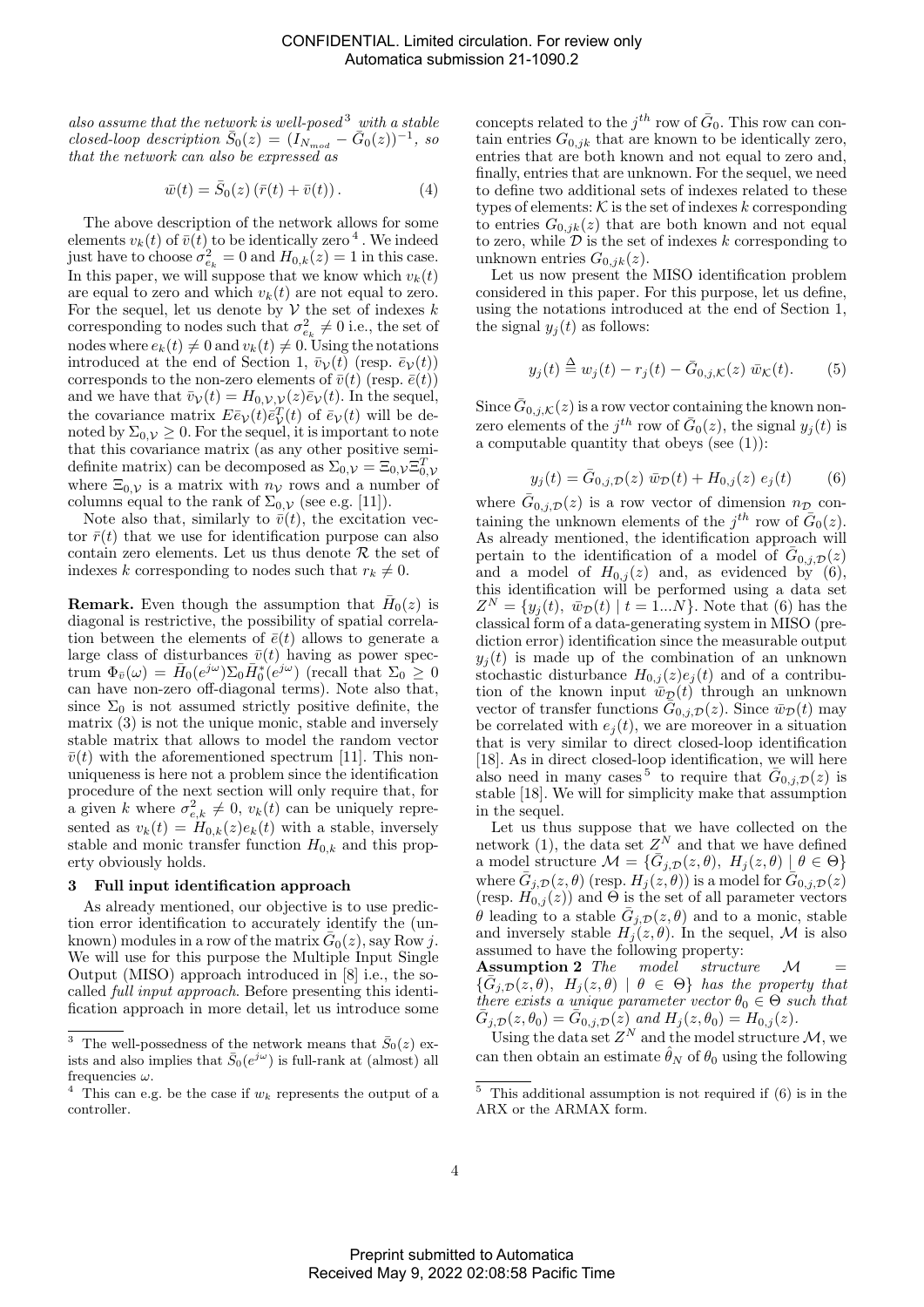*also assume that the network is well-posed*[3] *with a stable closed-loop description* $\bar{S}_0(z) = (I_{N_{mod}} - \bar{G}_0(z))^{-1}$*, so that the network can also be expressed as*

$$\bar{w}(t) = \bar{S}_0(z)\left(\bar{r}(t) + \bar{v}(t)\right). \tag{4}$$

The above description of the network allows for some elements $v_k(t)$ of $\bar{v}(t)$ to be identically zero[4]. We indeed just have to choose $\sigma_{e_k}^2 = 0$ and $H_{0,k}(z) = 1$ in this case. In this paper, we will suppose that we know which $v_k(t)$ are equal to zero and which $v_k(t)$ are not equal to zero. For the sequel, let us denote by $\mathcal{V}$ the set of indexes $k$ corresponding to nodes such that $\sigma_{e_k}^2 \neq 0$ i.e., the set of nodes where $e_k(t) \neq 0$ and $v_k(t) \neq 0$. Using the notations introduced at the end of Section 1, $\bar{v}_{\mathcal{V}}(t)$ (resp. $\bar{e}_{\mathcal{V}}(t)$) corresponds to the non-zero elements of $\bar{v}(t)$ (resp. $\bar{e}(t)$) and we have that $\bar{v}_{\mathcal{V}}(t) = H_{0,\mathcal{V},\mathcal{V}}(z)\bar{e}_{\mathcal{V}}(t)$. In the sequel, the covariance matrix $E\bar{e}_{\mathcal{V}}(t)\bar{e}_{\mathcal{V}}^T(t)$ of $\bar{e}_{\mathcal{V}}(t)$ will be denoted by $\Sigma_{0,\mathcal{V}} \geq 0$. For the sequel, it is important to note that this covariance matrix (as any other positive semi-definite matrix) can be decomposed as $\Sigma_{0,\mathcal{V}} = \Xi_{0,\mathcal{V}}\Xi_{0,\mathcal{V}}^T$ where $\Xi_{0,\mathcal{V}}$ is a matrix with $n_{\mathcal{V}}$ rows and a number of columns equal to the rank of $\Sigma_{0,\mathcal{V}}$ (see e.g. [11]).

Note also that, similarly to $\bar{v}(t)$, the excitation vector $\bar{r}(t)$ that we use for identification purpose can also contain zero elements. Let us thus denote $\mathcal{R}$ the set of indexes $k$ corresponding to nodes such that $r_k \neq 0$.

**Remark.** Even though the assumption that $\bar{H}_0(z)$ is diagonal is restrictive, the possibility of spatial correlation between the elements of $\bar{e}(t)$ allows to generate a large class of disturbances $\bar{v}(t)$ having as power spectrum $\Phi_{\bar{v}}(\omega) = \bar{H}_0(e^{j\omega})\Sigma_0\bar{H}_0^*(e^{j\omega})$ (recall that $\Sigma_0 \geq 0$ can have non-zero off-diagonal terms). Note also that, since $\Sigma_0$ is not assumed strictly positive definite, the matrix (3) is not the unique monic, stable and inversely stable matrix that allows to model the random vector $\bar{v}(t)$ with the aforementioned spectrum [11]. This non-uniqueness is here not a problem since the identification procedure of the next section will only require that, for a given $k$ where $\sigma_{e,k}^2 \neq 0$, $v_k(t)$ can be uniquely represented as $v_k(t) = H_{0,k}(z)e_k(t)$ with a stable, inversely stable and monic transfer function $H_{0,k}$ and this property obviously holds.

## 3 Full input identification approach

As already mentioned, our objective is to use prediction error identification to accurately identify the (unknown) modules in a row of the matrix $\bar{G}_0(z)$, say Row $j$. We will use for this purpose the Multiple Input Single Output (MISO) approach introduced in [8] i.e., the so-called *full input approach*. Before presenting this identification approach in more detail, let us introduce some concepts related to the $j^{th}$ row of $\bar{G}_0$. This row can contain entries $G_{0,jk}$ that are known to be identically zero, entries that are both known and not equal to zero and, finally, entries that are unknown. For the sequel, we need to define two additional sets of indexes related to these types of elements: $\mathcal{K}$ is the set of indexes $k$ corresponding to entries $G_{0,jk}(z)$ that are both known and not equal to zero, while $\mathcal{D}$ is the set of indexes $k$ corresponding to unknown entries $G_{0,jk}(z)$.

Let us now present the MISO identification problem considered in this paper. For this purpose, let us define, using the notations introduced at the end of Section 1, the signal $y_j(t)$ as follows:

$$y_j(t) \triangleq w_j(t) - r_j(t) - \bar{G}_{0,j,\mathcal{K}}(z)\ \bar{w}_{\mathcal{K}}(t). \tag{5}$$

Since $\bar{G}_{0,j,\mathcal{K}}(z)$ is a row vector containing the known non-zero elements of the $j^{th}$ row of $\bar{G}_0(z)$, the signal $y_j(t)$ is a computable quantity that obeys (see (1)):

$$y_j(t) = \bar{G}_{0,j,\mathcal{D}}(z)\ \bar{w}_{\mathcal{D}}(t) + H_{0,j}(z)\ e_j(t) \tag{6}$$

where $\bar{G}_{0,j,\mathcal{D}}(z)$ is a row vector of dimension $n_{\mathcal{D}}$ containing the unknown elements of the $j^{th}$ row of $\bar{G}_0(z)$. As already mentioned, the identification approach will pertain to the identification of a model of $\bar{G}_{0,j,\mathcal{D}}(z)$ and a model of $H_{0,j}(z)$ and, as evidenced by (6), this identification will be performed using a data set $Z^N = \{y_j(t),\ \bar{w}_{\mathcal{D}}(t) \mid t = 1...N\}$. Note that (6) has the classical form of a data-generating system in MISO (prediction error) identification since the measurable output $y_j(t)$ is made up of the combination of an unknown stochastic disturbance $H_{0,j}(z)e_j(t)$ and of a contribution of the known input $\bar{w}_{\mathcal{D}}(t)$ through an unknown vector of transfer functions $\bar{G}_{0,j,\mathcal{D}}(z)$. Since $\bar{w}_{\mathcal{D}}(t)$ may be correlated with $e_j(t)$, we are moreover in a situation that is very similar to direct closed-loop identification [18]. As in direct closed-loop identification, we will here also need in many cases[5] to require that $\bar{G}_{0,j,\mathcal{D}}(z)$ is stable [18]. We will for simplicity make that assumption in the sequel.

Let us thus suppose that we have collected on the network (1), the data set $Z^N$ and that we have defined a model structure $\mathcal{M} = \{\bar{G}_{j,\mathcal{D}}(z,\theta),\ H_j(z,\theta) \mid \theta \in \Theta\}$ where $\bar{G}_{j,\mathcal{D}}(z,\theta)$ (resp. $H_j(z,\theta)$) is a model for $\bar{G}_{0,j,\mathcal{D}}(z)$ (resp. $H_{0,j}(z)$) and $\Theta$ is the set of all parameter vectors $\theta$ leading to a stable $\bar{G}_{j,\mathcal{D}}(z,\theta)$ and to a monic, stable and inversely stable $H_j(z,\theta)$. In the sequel, $\mathcal{M}$ is also assumed to have the following property:

**Assumption 2** *The model structure* $\mathcal{M} = \{\bar{G}_{j,\mathcal{D}}(z,\theta),\ H_j(z,\theta) \mid \theta \in \Theta\}$ *has the property that there exists a unique parameter vector* $\theta_0 \in \Theta$ *such that* $\bar{G}_{j,\mathcal{D}}(z,\theta_0) = \bar{G}_{0,j,\mathcal{D}}(z)$ *and* $H_j(z,\theta_0) = H_{0,j}(z)$.

Using the data set $Z^N$ and the model structure $\mathcal{M}$, we can then obtain an estimate $\hat{\theta}_N$ of $\theta_0$ using the following

---

[3] The well-possedness of the network means that $\bar{S}_0(z)$ exists and also implies that $\bar{S}_0(e^{j\omega})$ is full-rank at (almost) all frequencies $\omega$.

[4] This can e.g. be the case if $w_k$ represents the output of a controller.

[5] This additional assumption is not required if (6) is in the ARX or the ARMAX form.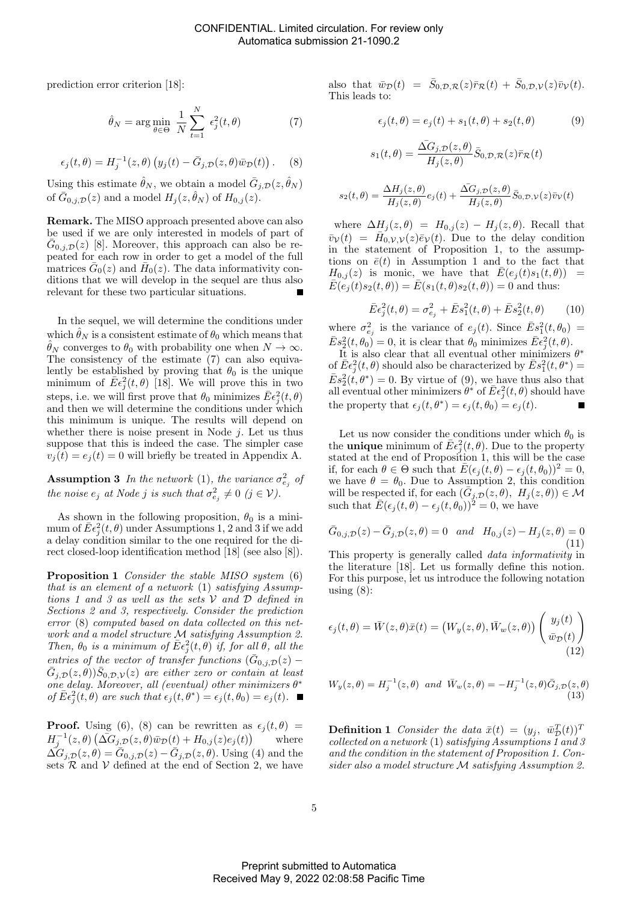prediction error criterion [18]:

$$\hat{\theta}_N = \arg\min_{\theta \in \Theta} \frac{1}{N} \sum_{t=1}^{N} \epsilon_j^2(t, \theta) \tag{7}$$

$$\epsilon_j(t, \theta) = H_j^{-1}(z, \theta) \left( y_j(t) - \bar{G}_{j,\mathcal{D}}(z, \theta) \bar{w}_{\mathcal{D}}(t) \right). \tag{8}$$

Using this estimate $\hat{\theta}_N$, we obtain a model $\bar{G}_{j,\mathcal{D}}(z, \hat{\theta}_N)$ of $\bar{G}_{0,j,\mathcal{D}}(z)$ and a model $H_j(z, \hat{\theta}_N)$ of $H_{0,j}(z)$.

**Remark.** The MISO approach presented above can also be used if we are only interested in models of part of $\bar{G}_{0,j,\mathcal{D}}(z)$ [8]. Moreover, this approach can also be repeated for each row in order to get a model of the full matrices $\bar{G}_0(z)$ and $\bar{H}_0(z)$. The data informativity conditions that we will develop in the sequel are thus also relevant for these two particular situations. ■

In the sequel, we will determine the conditions under which $\hat{\theta}_N$ is a consistent estimate of $\theta_0$ which means that $\hat{\theta}_N$ converges to $\theta_0$ with probability one when $N \to \infty$. The consistency of the estimate (7) can also equivalently be established by proving that $\theta_0$ is the unique minimum of $\bar{E}\epsilon_j^2(t, \theta)$ [18]. We will prove this in two steps, i.e. we will first prove that $\theta_0$ minimizes $\bar{E}\epsilon_j^2(t, \theta)$ and then we will determine the conditions under which this minimum is unique. The results will depend on whether there is noise present in Node $j$. Let us thus suppose that this is indeed the case. The simpler case $v_j(t) = e_j(t) = 0$ will briefly be treated in Appendix A.

**Assumption 3** *In the network* (1)*, the variance $\sigma_{e_j}^2$ of the noise $e_j$ at Node $j$ is such that $\sigma_{e_j}^2 \neq 0$ ($j \in \mathcal{V}$).*

As shown in the following proposition, $\theta_0$ is a minimum of $\bar{E}\epsilon_j^2(t, \theta)$ under Assumptions 1, 2 and 3 if we add a delay condition similar to the one required for the direct closed-loop identification method [18] (see also [8]).

**Proposition 1** *Consider the stable MISO system* (6) *that is an element of a network* (1) *satisfying Assumptions 1 and 3 as well as the sets $\mathcal{V}$ and $\mathcal{D}$ defined in Sections 2 and 3, respectively. Consider the prediction error* (8) *computed based on data collected on this network and a model structure $\mathcal{M}$ satisfying Assumption 2. Then, $\theta_0$ is a minimum of $\bar{E}\epsilon_j^2(t, \theta)$ if, for all $\theta$, all the entries of the vector of transfer functions $(\bar{G}_{0,j,\mathcal{D}}(z) - \bar{G}_{j,\mathcal{D}}(z, \theta))\bar{S}_{0,\mathcal{D},\mathcal{V}}(z)$ are either zero or contain at least one delay. Moreover, all (eventual) other minimizers $\theta^*$ of $\bar{E}\epsilon_j^2(t, \theta)$ are such that $\epsilon_j(t, \theta^*) = \epsilon_j(t, \theta_0) = e_j(t)$.* ■

**Proof.** Using (6), (8) can be rewritten as $\epsilon_j(t, \theta) = H_j^{-1}(z, \theta) \left( \Delta\bar{G}_{j,\mathcal{D}}(z, \theta) \bar{w}_{\mathcal{D}}(t) + H_{0,j}(z) e_j(t) \right)$ where $\Delta\bar{G}_{j,\mathcal{D}}(z, \theta) = \bar{G}_{0,j,\mathcal{D}}(z) - \bar{G}_{j,\mathcal{D}}(z, \theta)$. Using (4) and the sets $\mathcal{R}$ and $\mathcal{V}$ defined at the end of Section 2, we have also that $\bar{w}_{\mathcal{D}}(t) = \bar{S}_{0,\mathcal{D},\mathcal{R}}(z) \bar{r}_{\mathcal{R}}(t) + \bar{S}_{0,\mathcal{D},\mathcal{V}}(z) \bar{v}_{\mathcal{V}}(t)$. This leads to:

$$\epsilon_j(t, \theta) = e_j(t) + s_1(t, \theta) + s_2(t, \theta) \tag{9}$$

$$s_1(t, \theta) = \frac{\Delta\bar{G}_{j,\mathcal{D}}(z, \theta)}{H_j(z, \theta)} \bar{S}_{0,\mathcal{D},\mathcal{R}}(z) \bar{r}_{\mathcal{R}}(t)$$

$$s_2(t, \theta) = \frac{\Delta H_j(z, \theta)}{H_j(z, \theta)} e_j(t) + \frac{\Delta\bar{G}_{j,\mathcal{D}}(z, \theta)}{H_j(z, \theta)} \bar{S}_{0,\mathcal{D},\mathcal{V}}(z) \bar{v}_{\mathcal{V}}(t)$$

where $\Delta H_j(z, \theta) = H_{0,j}(z) - H_j(z, \theta)$. Recall that $\bar{v}_{\mathcal{V}}(t) = \bar{H}_{0,\mathcal{V},\mathcal{V}}(z) \bar{e}_{\mathcal{V}}(t)$. Due to the delay condition in the statement of Proposition 1, to the assumptions on $\bar{e}(t)$ in Assumption 1 and to the fact that $H_{0,j}(z)$ is monic, we have that $\bar{E}(e_j(t) s_1(t, \theta)) = \bar{E}(e_j(t) s_2(t, \theta)) = \bar{E}(s_1(t, \theta) s_2(t, \theta)) = 0$ and thus:

$$\bar{E}\epsilon_j^2(t, \theta) = \sigma_{e_j}^2 + \bar{E}s_1^2(t, \theta) + \bar{E}s_2^2(t, \theta) \tag{10}$$

where $\sigma_{e_j}^2$ is the variance of $e_j(t)$. Since $\bar{E}s_1^2(t, \theta_0) = \bar{E}s_2^2(t, \theta_0) = 0$, it is clear that $\theta_0$ minimizes $\bar{E}\epsilon_j^2(t, \theta)$.

It is also clear that all eventual other minimizers $\theta^*$ of $\bar{E}\epsilon_j^2(t, \theta)$ should also be characterized by $\bar{E}s_1^2(t, \theta^*) = \bar{E}s_2^2(t, \theta^*) = 0$. By virtue of (9), we have thus also that all eventual other minimizers $\theta^*$ of $\bar{E}\epsilon_j^2(t, \theta)$ should have the property that $\epsilon_j(t, \theta^*) = \epsilon_j(t, \theta_0) = e_j(t)$. ■

Let us now consider the conditions under which $\theta_0$ is the **unique** minimum of $\bar{E}\epsilon_j^2(t, \theta)$. Due to the property stated at the end of Proposition 1, this will be the case if, for each $\theta \in \Theta$ such that $\bar{E}(\epsilon_j(t, \theta) - \epsilon_j(t, \theta_0))^2 = 0$, we have $\theta = \theta_0$. Due to Assumption 2, this condition will be respected if, for each $(\bar{G}_{j,\mathcal{D}}(z, \theta),\ H_j(z, \theta)) \in \mathcal{M}$ such that $\bar{E}(\epsilon_j(t, \theta) - \epsilon_j(t, \theta_0))^2 = 0$, we have

$$\bar{G}_{0,j,\mathcal{D}}(z) - \bar{G}_{j,\mathcal{D}}(z, \theta) = 0 \quad \textit{and} \quad H_{0,j}(z) - H_j(z, \theta) = 0 \tag{11}$$

This property is generally called *data informativity* in the literature [18]. Let us formally define this notion. For this purpose, let us introduce the following notation using (8):

$$\epsilon_j(t, \theta) = \bar{W}(z, \theta) \bar{x}(t) = \left( W_y(z, \theta), \bar{W}_w(z, \theta) \right) \begin{pmatrix} y_j(t) \\ \bar{w}_{\mathcal{D}}(t) \end{pmatrix} \tag{12}$$

$$W_y(z, \theta) = H_j^{-1}(z, \theta) \quad \textit{and} \quad \bar{W}_w(z, \theta) = -H_j^{-1}(z, \theta) \bar{G}_{j,\mathcal{D}}(z, \theta) \tag{13}$$

**Definition 1** *Consider the data $\bar{x}(t) = (y_j,\ \bar{w}_{\mathcal{D}}^T(t))^T$ collected on a network* (1) *satisfying Assumptions 1 and 3 and the condition in the statement of Proposition 1. Consider also a model structure $\mathcal{M}$ satisfying Assumption 2.*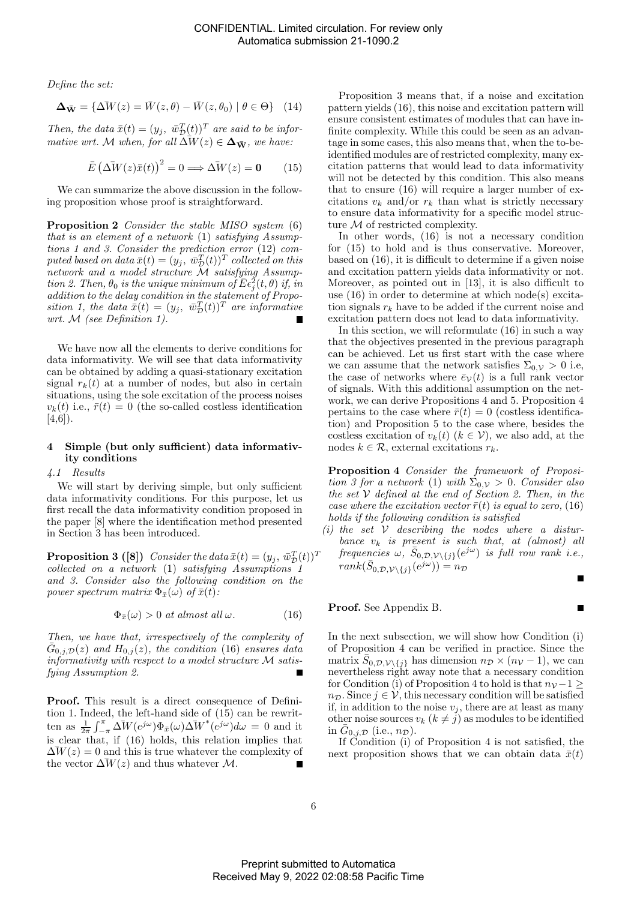*Define the set:*

$$\mathbf{\Delta_{\bar{W}}} = \{\Delta\bar{W}(z) = \bar{W}(z,\theta) - \bar{W}(z,\theta_0) \mid \theta \in \Theta\} \quad (14)$$

*Then, the data $\bar{x}(t) = (y_j,\ \bar{w}_{\mathcal{D}}^T(t))^T$ are said to be informative wrt. $\mathcal{M}$ when, for all $\Delta\bar{W}(z) \in \mathbf{\Delta_{\bar{W}}}$, we have:*

$$\bar{E}\left(\Delta\bar{W}(z)\bar{x}(t)\right)^2 = 0 \Longrightarrow \Delta\bar{W}(z) = \mathbf{0} \qquad (15)$$

We can summarize the above discussion in the following proposition whose proof is straightforward.

**Proposition 2** *Consider the stable MISO system (6) that is an element of a network (1) satisfying Assumptions 1 and 3. Consider the prediction error (12) computed based on data $\bar{x}(t) = (y_j,\ \bar{w}_{\mathcal{D}}^T(t))^T$ collected on this network and a model structure $\mathcal{M}$ satisfying Assumption 2. Then, $\theta_0$ is the unique minimum of $\bar{E}\epsilon_j^2(t,\theta)$ if, in addition to the delay condition in the statement of Proposition 1, the data $\bar{x}(t) = (y_j,\ \bar{w}_{\mathcal{D}}^T(t))^T$ are informative wrt. $\mathcal{M}$ (see Definition 1).* ■

We have now all the elements to derive conditions for data informativity. We will see that data informativity can be obtained by adding a quasi-stationary excitation signal $r_k(t)$ at a number of nodes, but also in certain situations, using the sole excitation of the process noises $v_k(t)$ i.e., $\bar{r}(t) = 0$ (the so-called costless identification [4,6]).

## 4 Simple (but only sufficient) data informativity conditions

### *4.1 Results*

We will start by deriving simple, but only sufficient data informativity conditions. For this purpose, let us first recall the data informativity condition proposed in the paper [8] where the identification method presented in Section 3 has been introduced.

**Proposition 3 ([8])** *Consider the data $\bar{x}(t) = (y_j,\ \bar{w}_{\mathcal{D}}^T(t))^T$ collected on a network (1) satisfying Assumptions 1 and 3. Consider also the following condition on the power spectrum matrix $\Phi_{\bar{x}}(\omega)$ of $\bar{x}(t)$:*

$$\Phi_{\bar{x}}(\omega) > 0 \text{ at almost all } \omega. \qquad (16)$$

*Then, we have that, irrespectively of the complexity of $\bar{G}_{0,j,\mathcal{D}}(z)$ and $H_{0,j}(z)$, the condition (16) ensures data informativity with respect to a model structure $\mathcal{M}$ satisfying Assumption 2.* ■

**Proof.** This result is a direct consequence of Definition 1. Indeed, the left-hand side of (15) can be rewritten as $\frac{1}{2\pi}\int_{-\pi}^{\pi} \Delta\bar{W}(e^{j\omega})\Phi_{\bar{x}}(\omega)\Delta\bar{W}^*(e^{j\omega})d\omega = 0$ and it is clear that, if (16) holds, this relation implies that $\Delta\bar{W}(z) = 0$ and this is true whatever the complexity of the vector $\Delta\bar{W}(z)$ and thus whatever $\mathcal{M}$. ■

Proposition 3 means that, if a noise and excitation pattern yields (16), this noise and excitation pattern will ensure consistent estimates of modules that can have infinite complexity. While this could be seen as an advantage in some cases, this also means that, when the to-be-identified modules are of restricted complexity, many excitation patterns that would lead to data informativity will not be detected by this condition. This also means that to ensure (16) will require a larger number of excitations $v_k$ and/or $r_k$ than what is strictly necessary to ensure data informativity for a specific model structure $\mathcal{M}$ of restricted complexity.

In other words, (16) is not a necessary condition for (15) to hold and is thus conservative. Moreover, based on (16), it is difficult to determine if a given noise and excitation pattern yields data informativity or not. Moreover, as pointed out in [13], it is also difficult to use (16) in order to determine at which node(s) excitation signals $r_k$ have to be added if the current noise and excitation pattern does not lead to data informativity.

In this section, we will reformulate (16) in such a way that the objectives presented in the previous paragraph can be achieved. Let us first start with the case where we can assume that the network satisfies $\Sigma_{0,\mathcal{V}} > 0$ i.e, the case of networks where $\bar{e}_{\mathcal{V}}(t)$ is a full rank vector of signals. With this additional assumption on the network, we can derive Propositions 4 and 5. Proposition 4 pertains to the case where $\bar{r}(t) = 0$ (costless identification) and Proposition 5 to the case where, besides the costless excitation of $v_k(t)$ ($k \in \mathcal{V}$), we also add, at the nodes $k \in \mathcal{R}$, external excitations $r_k$.

**Proposition 4** *Consider the framework of Proposition 3 for a network (1) with $\Sigma_{0,\mathcal{V}} > 0$. Consider also the set $\mathcal{V}$ defined at the end of Section 2. Then, in the case where the excitation vector $\bar{r}(t)$ is equal to zero, (16) holds if the following condition is satisfied*

*(i) the set $\mathcal{V}$ describing the nodes where a disturbance $v_k$ is present is such that, at (almost) all frequencies $\omega$, $\bar{S}_{0,\mathcal{D},\mathcal{V}\setminus\{j\}}(e^{j\omega})$ is full row rank i.e., $rank(\bar{S}_{0,\mathcal{D},\mathcal{V}\setminus\{j\}}(e^{j\omega})) = n_{\mathcal{D}}$* ■

**Proof.** See Appendix B. ■

In the next subsection, we will show how Condition (i) of Proposition 4 can be verified in practice. Since the matrix $\bar{S}_{0,\mathcal{D},\mathcal{V}\setminus\{j\}}$ has dimension $n_{\mathcal{D}} \times (n_{\mathcal{V}} - 1)$, we can nevertheless right away note that a necessary condition for Condition (i) of Proposition 4 to hold is that $n_{\mathcal{V}} - 1 \geq n_{\mathcal{D}}$. Since $j \in \mathcal{V}$, this necessary condition will be satisfied if, in addition to the noise $v_j$, there are at least as many other noise sources $v_k$ ($k \neq j$) as modules to be identified in $\bar{G}_{0,j,\mathcal{D}}$ (i.e., $n_{\mathcal{D}}$).

If Condition (i) of Proposition 4 is not satisfied, the next proposition shows that we can obtain data $\bar{x}(t)$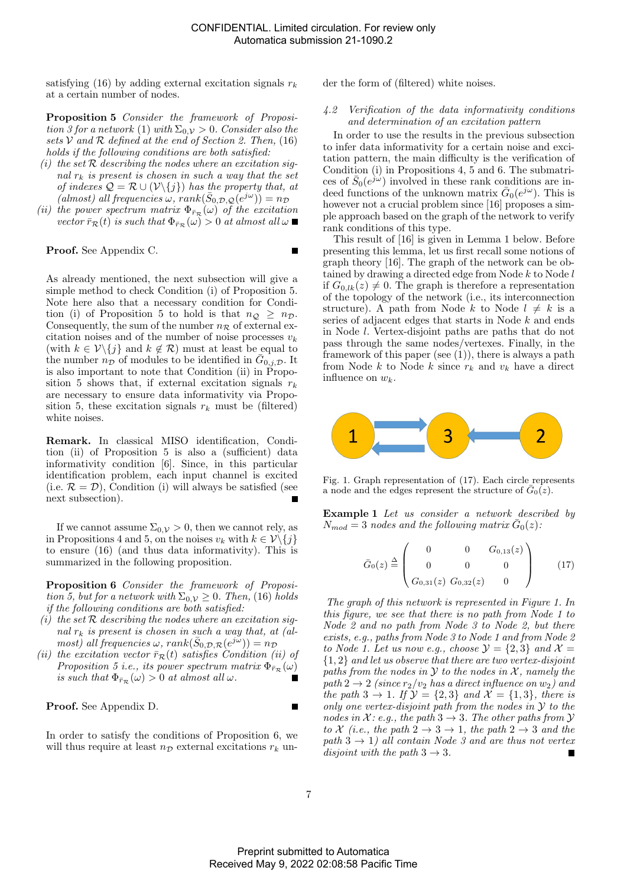satisfying (16) by adding external excitation signals $r_k$ at a certain number of nodes.

**Proposition 5** *Consider the framework of Proposition 3 for a network (1) with $\Sigma_{0,\mathcal{V}} > 0$. Consider also the sets $\mathcal{V}$ and $\mathcal{R}$ defined at the end of Section 2. Then, (16) holds if the following conditions are both satisfied:*

*(i) the set $\mathcal{R}$ describing the nodes where an excitation signal $r_k$ is present is chosen in such a way that the set of indexes $\mathcal{Q} = \mathcal{R} \cup (\mathcal{V}\backslash\{j\})$ has the property that, at (almost) all frequencies $\omega$, $rank(\bar{S}_{0,\mathcal{D},\mathcal{Q}}(e^{j\omega})) = n_{\mathcal{D}}$*

*(ii) the power spectrum matrix $\Phi_{\bar{r}_{\mathcal{R}}}(\omega)$ of the excitation vector $\bar{r}_{\mathcal{R}}(t)$ is such that $\Phi_{\bar{r}_{\mathcal{R}}}(\omega) > 0$ at almost all $\omega$* ■

**Proof.** See Appendix C. ■

As already mentioned, the next subsection will give a simple method to check Condition (i) of Proposition 5. Note here also that a necessary condition for Condition (i) of Proposition 5 to hold is that $n_{\mathcal{Q}} \geq n_{\mathcal{D}}$. Consequently, the sum of the number $n_{\mathcal{R}}$ of external excitation noises and of the number of noise processes $v_k$ (with $k \in \mathcal{V}\backslash\{j\}$ and $k \notin \mathcal{R}$) must at least be equal to the number $n_{\mathcal{D}}$ of modules to be identified in $\bar{G}_{0,j,\mathcal{D}}$. It is also important to note that Condition (ii) in Proposition 5 shows that, if external excitation signals $r_k$ are necessary to ensure data informativity via Proposition 5, these excitation signals $r_k$ must be (filtered) white noises.

**Remark.** In classical MISO identification, Condition (ii) of Proposition 5 is also a (sufficient) data informativity condition [6]. Since, in this particular identification problem, each input channel is excited (i.e. $\mathcal{R} = \mathcal{D}$), Condition (i) will always be satisfied (see next subsection). ■

If we cannot assume $\Sigma_{0,\mathcal{V}} > 0$, then we cannot rely, as in Propositions 4 and 5, on the noises $v_k$ with $k \in \mathcal{V}\backslash\{j\}$ to ensure (16) (and thus data informativity). This is summarized in the following proposition.

**Proposition 6** *Consider the framework of Proposition 5, but for a network with $\Sigma_{0,\mathcal{V}} \geq 0$. Then, (16) holds if the following conditions are both satisfied:*

*(i) the set $\mathcal{R}$ describing the nodes where an excitation signal $r_k$ is present is chosen in such a way that, at (almost) all frequencies $\omega$, $rank(\bar{S}_{0,\mathcal{D},\mathcal{R}}(e^{j\omega})) = n_{\mathcal{D}}$*

*(ii) the excitation vector $\bar{r}_{\mathcal{R}}(t)$ satisfies Condition (ii) of Proposition 5 i.e., its power spectrum matrix $\Phi_{\bar{r}_{\mathcal{R}}}(\omega)$ is such that $\Phi_{\bar{r}_{\mathcal{R}}}(\omega) > 0$ at almost all $\omega$.* ■

**Proof.** See Appendix D. ■

In order to satisfy the conditions of Proposition 6, we will thus require at least $n_{\mathcal{D}}$ external excitations $r_k$ under the form of (filtered) white noises.

### 4.2 Verification of the data informativity conditions and determination of an excitation pattern

In order to use the results in the previous subsection to infer data informativity for a certain noise and excitation pattern, the main difficulty is the verification of Condition (i) in Propositions 4, 5 and 6. The submatrices of $\bar{S}_0(e^{j\omega})$ involved in these rank conditions are indeed functions of the unknown matrix $\bar{G}_0(e^{j\omega})$. This is however not a crucial problem since [16] proposes a simple approach based on the graph of the network to verify rank conditions of this type.

This result of [16] is given in Lemma 1 below. Before presenting this lemma, let us first recall some notions of graph theory [16]. The graph of the network can be obtained by drawing a directed edge from Node $k$ to Node $l$ if $G_{0,lk}(z) \neq 0$. The graph is therefore a representation of the topology of the network (i.e., its interconnection structure). A path from Node $k$ to Node $l \neq k$ is a series of adjacent edges that starts in Node $k$ and ends in Node $l$. Vertex-disjoint paths are paths that do not pass through the same nodes/vertexes. Finally, in the framework of this paper (see (1)), there is always a path from Node $k$ to Node $k$ since $r_k$ and $v_k$ have a direct influence on $w_k$.

Fig. 1. Graph representation of (17). Each circle represents a node and the edges represent the structure of $\bar{G}_0(z)$.

**Example 1** *Let us consider a network described by $N_{mod} = 3$ nodes and the following matrix $\bar{G}_0(z)$:*

$$
\bar{G}_0(z) \triangleq \begin{pmatrix} 0 & 0 & G_{0,13}(z) \\ 0 & 0 & 0 \\ G_{0,31}(z) & G_{0,32}(z) & 0 \end{pmatrix} \tag{17}
$$

*The graph of this network is represented in Figure 1. In this figure, we see that there is no path from Node 1 to Node 2 and no path from Node 3 to Node 2, but there exists, e.g., paths from Node 3 to Node 1 and from Node 2 to Node 1. Let us now e.g., choose $\mathcal{Y} = \{2, 3\}$ and $\mathcal{X} = \{1, 2\}$ and let us observe that there are two vertex-disjoint paths from the nodes in $\mathcal{Y}$ to the nodes in $\mathcal{X}$, namely the path $2 \rightarrow 2$ (since $r_2/v_2$ has a direct influence on $w_2$) and the path $3 \rightarrow 1$. If $\mathcal{Y} = \{2, 3\}$ and $\mathcal{X} = \{1, 3\}$, there is only one vertex-disjoint path from the nodes in $\mathcal{Y}$ to the nodes in $\mathcal{X}$: e.g., the path $3 \rightarrow 3$. The other paths from $\mathcal{Y}$ to $\mathcal{X}$ (i.e., the path $2 \rightarrow 3 \rightarrow 1$, the path $2 \rightarrow 3$ and the path $3 \rightarrow 1$) all contain Node 3 and are thus not vertex disjoint with the path $3 \rightarrow 3$.* ■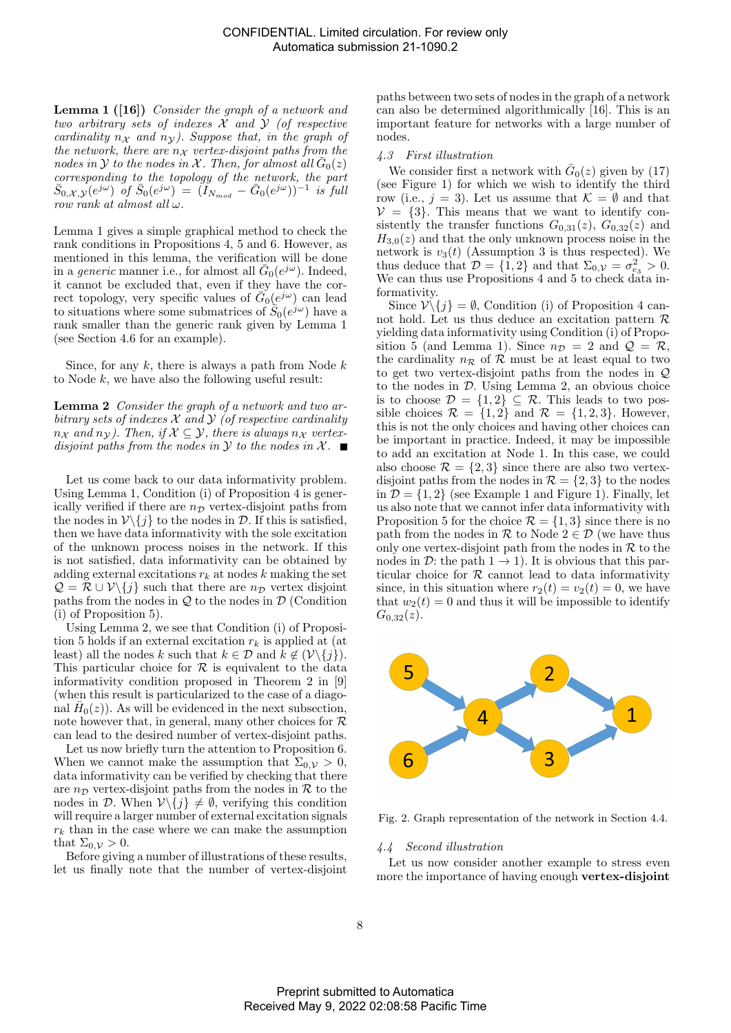**Lemma 1 ([16])** *Consider the graph of a network and two arbitrary sets of indexes $\mathcal{X}$ and $\mathcal{Y}$ (of respective cardinality $n_\mathcal{X}$ and $n_\mathcal{Y}$). Suppose that, in the graph of the network, there are $n_\mathcal{X}$ vertex-disjoint paths from the nodes in $\mathcal{Y}$ to the nodes in $\mathcal{X}$. Then, for almost all $\bar{G}_0(z)$ corresponding to the topology of the network, the part $\bar{S}_{0,\mathcal{X},\mathcal{Y}}(e^{j\omega})$ of $\bar{S}_0(e^{j\omega}) = (I_{N_{mod}} - \bar{G}_0(e^{j\omega}))^{-1}$ is full row rank at almost all $\omega$.*

Lemma 1 gives a simple graphical method to check the rank conditions in Propositions 4, 5 and 6. However, as mentioned in this lemma, the verification will be done in a *generic* manner i.e., for almost all $\bar{G}_0(e^{j\omega})$. Indeed, it cannot be excluded that, even if they have the correct topology, very specific values of $\bar{G}_0(e^{j\omega})$ can lead to situations where some submatrices of $\bar{S}_0(e^{j\omega})$ have a rank smaller than the generic rank given by Lemma 1 (see Section 4.6 for an example).

Since, for any $k$, there is always a path from Node $k$ to Node $k$, we have also the following useful result:

**Lemma 2** *Consider the graph of a network and two arbitrary sets of indexes $\mathcal{X}$ and $\mathcal{Y}$ (of respective cardinality $n_\mathcal{X}$ and $n_\mathcal{Y}$). Then, if $\mathcal{X} \subseteq \mathcal{Y}$, there is always $n_\mathcal{X}$ vertex-disjoint paths from the nodes in $\mathcal{Y}$ to the nodes in $\mathcal{X}$.* ∎

Let us come back to our data informativity problem. Using Lemma 1, Condition (i) of Proposition 4 is generically verified if there are $n_\mathcal{D}$ vertex-disjoint paths from the nodes in $\mathcal{V}\backslash\{j\}$ to the nodes in $\mathcal{D}$. If this is satisfied, then we have data informativity with the sole excitation of the unknown process noises in the network. If this is not satisfied, data informativity can be obtained by adding external excitations $r_k$ at nodes $k$ making the set $\mathcal{Q} = \mathcal{R} \cup \mathcal{V}\backslash\{j\}$ such that there are $n_\mathcal{D}$ vertex disjoint paths from the nodes in $\mathcal{Q}$ to the nodes in $\mathcal{D}$ (Condition (i) of Proposition 5).

Using Lemma 2, we see that Condition (i) of Proposition 5 holds if an external excitation $r_k$ is applied at (at least) all the nodes $k$ such that $k \in \mathcal{D}$ and $k \notin (\mathcal{V}\backslash\{j\})$. This particular choice for $\mathcal{R}$ is equivalent to the data informativity condition proposed in Theorem 2 in [9] (when this result is particularized to the case of a diagonal $\bar{H}_0(z)$). As will be evidenced in the next subsection, note however that, in general, many other choices for $\mathcal{R}$ can lead to the desired number of vertex-disjoint paths.

Let us now briefly turn the attention to Proposition 6. When we cannot make the assumption that $\Sigma_{0,\mathcal{V}} > 0$, data informativity can be verified by checking that there are $n_\mathcal{D}$ vertex-disjoint paths from the nodes in $\mathcal{R}$ to the nodes in $\mathcal{D}$. When $\mathcal{V}\backslash\{j\} \neq \emptyset$, verifying this condition will require a larger number of external excitation signals $r_k$ than in the case where we can make the assumption that $\Sigma_{0,\mathcal{V}} > 0$.

Before giving a number of illustrations of these results, let us finally note that the number of vertex-disjoint paths between two sets of nodes in the graph of a network can also be determined algorithmically [16]. This is an important feature for networks with a large number of nodes.

### *4.3 First illustration*

We consider first a network with $\bar{G}_0(z)$ given by (17) (see Figure 1) for which we wish to identify the third row (i.e., $j = 3$). Let us assume that $\mathcal{K} = \emptyset$ and that $\mathcal{V} = \{3\}$. This means that we want to identify consistently the transfer functions $G_{0,31}(z)$, $G_{0,32}(z)$ and $H_{3,0}(z)$ and that the only unknown process noise in the network is $v_3(t)$ (Assumption 3 is thus respected). We thus deduce that $\mathcal{D} = \{1, 2\}$ and that $\Sigma_{0,\mathcal{V}} = \sigma_{e_3}^2 > 0$. We can thus use Propositions 4 and 5 to check data informativity.

Since $\mathcal{V}\backslash\{j\} = \emptyset$, Condition (i) of Proposition 4 cannot hold. Let us thus deduce an excitation pattern $\mathcal{R}$ yielding data informativity using Condition (i) of Proposition 5 (and Lemma 1). Since $n_\mathcal{D} = 2$ and $\mathcal{Q} = \mathcal{R}$, the cardinality $n_\mathcal{R}$ of $\mathcal{R}$ must be at least equal to two to get two vertex-disjoint paths from the nodes in $\mathcal{Q}$ to the nodes in $\mathcal{D}$. Using Lemma 2, an obvious choice is to choose $\mathcal{D} = \{1, 2\} \subseteq \mathcal{R}$. This leads to two possible choices $\mathcal{R} = \{1, 2\}$ and $\mathcal{R} = \{1, 2, 3\}$. However, this is not the only choices and having other choices can be important in practice. Indeed, it may be impossible to add an excitation at Node 1. In this case, we could also choose $\mathcal{R} = \{2, 3\}$ since there are also two vertex-disjoint paths from the nodes in $\mathcal{R} = \{2, 3\}$ to the nodes in $\mathcal{D} = \{1, 2\}$ (see Example 1 and Figure 1). Finally, let us also note that we cannot infer data informativity with Proposition 5 for the choice $\mathcal{R} = \{1, 3\}$ since there is no path from the nodes in $\mathcal{R}$ to Node $2 \in \mathcal{D}$ (we have thus only one vertex-disjoint path from the nodes in $\mathcal{R}$ to the nodes in $\mathcal{D}$: the path $1 \rightarrow 1$). It is obvious that this particular choice for $\mathcal{R}$ cannot lead to data informativity since, in this situation where $r_2(t) = v_2(t) = 0$, we have that $w_2(t) = 0$ and thus it will be impossible to identify $G_{0,32}(z)$.

Fig. 2. Graph representation of the network in Section 4.4.

### *4.4 Second illustration*

Let us now consider another example to stress even more the importance of having enough **vertex-disjoint**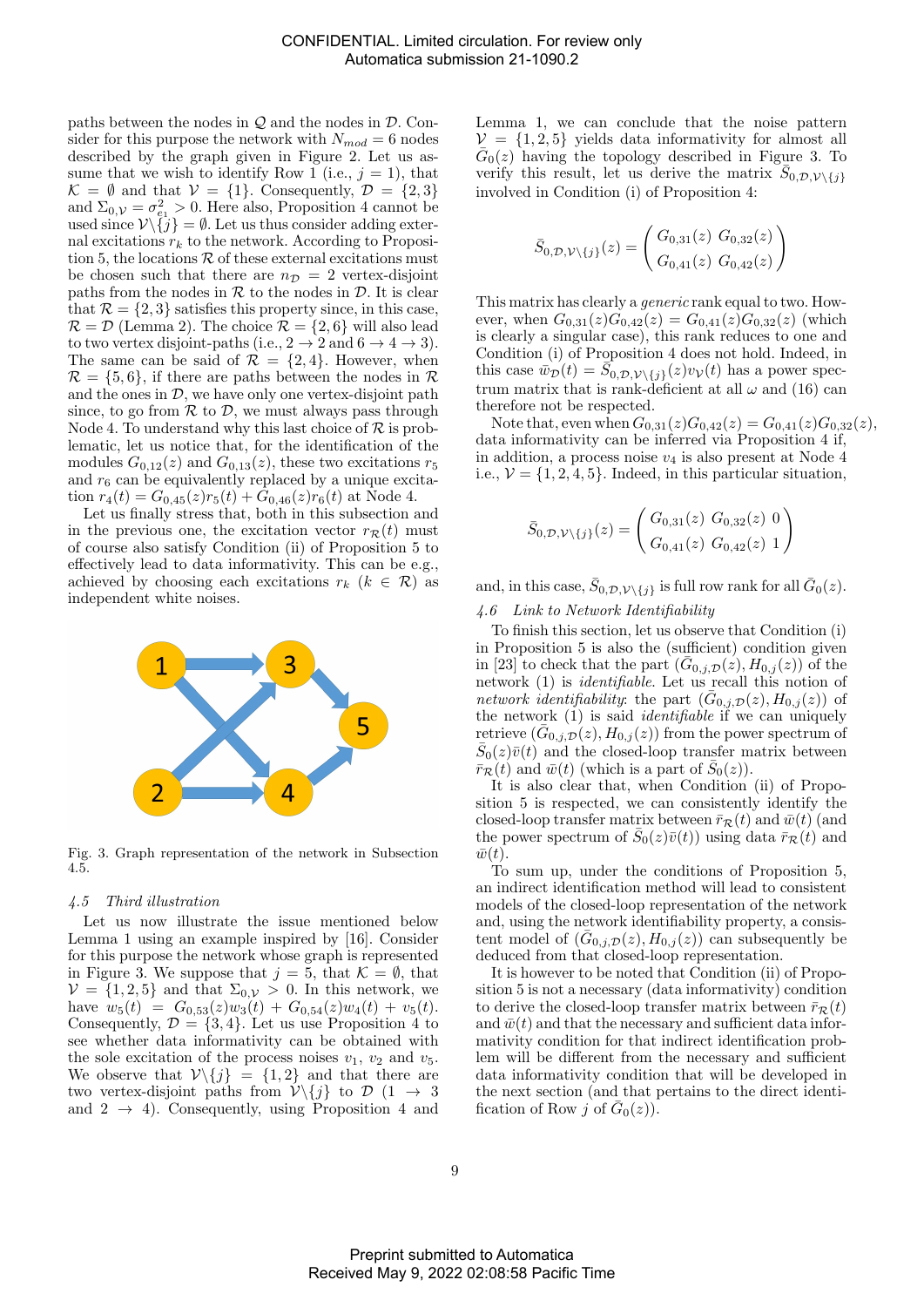paths between the nodes in $\mathcal{Q}$ and the nodes in $\mathcal{D}$. Consider for this purpose the network with $N_{mod} = 6$ nodes described by the graph given in Figure 2. Let us assume that we wish to identify Row 1 (i.e., $j = 1$), that $\mathcal{K} = \emptyset$ and that $\mathcal{V} = \{1\}$. Consequently, $\mathcal{D} = \{2, 3\}$ and $\Sigma_{0,\mathcal{V}} = \sigma_{e_1}^2 > 0$. Here also, Proposition 4 cannot be used since $\mathcal{V}\backslash\{j\} = \emptyset$. Let us thus consider adding external excitations $r_k$ to the network. According to Proposition 5, the locations $\mathcal{R}$ of these external excitations must be chosen such that there are $n_\mathcal{D} = 2$ vertex-disjoint paths from the nodes in $\mathcal{R}$ to the nodes in $\mathcal{D}$. It is clear that $\mathcal{R} = \{2, 3\}$ satisfies this property since, in this case, $\mathcal{R} = \mathcal{D}$ (Lemma 2). The choice $\mathcal{R} = \{2, 6\}$ will also lead to two vertex disjoint-paths (i.e., $2 \to 2$ and $6 \to 4 \to 3$). The same can be said of $\mathcal{R} = \{2, 4\}$. However, when $\mathcal{R} = \{5, 6\}$, if there are paths between the nodes in $\mathcal{R}$ and the ones in $\mathcal{D}$, we have only one vertex-disjoint path since, to go from $\mathcal{R}$ to $\mathcal{D}$, we must always pass through Node 4. To understand why this last choice of $\mathcal{R}$ is problematic, let us notice that, for the identification of the modules $G_{0,12}(z)$ and $G_{0,13}(z)$, these two excitations $r_5$ and $r_6$ can be equivalently replaced by a unique excitation $r_4(t) = G_{0,45}(z)r_5(t) + G_{0,46}(z)r_6(t)$ at Node 4.

Let us finally stress that, both in this subsection and in the previous one, the excitation vector $r_\mathcal{R}(t)$ must of course also satisfy Condition (ii) of Proposition 5 to effectively lead to data informativity. This can be e.g., achieved by choosing each excitations $r_k$ ($k \in \mathcal{R}$) as independent white noises.

Fig. 3. Graph representation of the network in Subsection 4.5.

### 4.5 Third illustration

Let us now illustrate the issue mentioned below Lemma 1 using an example inspired by [16]. Consider for this purpose the network whose graph is represented in Figure 3. We suppose that $j = 5$, that $\mathcal{K} = \emptyset$, that $\mathcal{V} = \{1, 2, 5\}$ and that $\Sigma_{0,\mathcal{V}} > 0$. In this network, we have $w_5(t) = G_{0,53}(z)w_3(t) + G_{0,54}(z)w_4(t) + v_5(t)$. Consequently, $\mathcal{D} = \{3, 4\}$. Let us use Proposition 4 to see whether data informativity can be obtained with the sole excitation of the process noises $v_1$, $v_2$ and $v_5$. We observe that $\mathcal{V}\backslash\{j\} = \{1, 2\}$ and that there are two vertex-disjoint paths from $\mathcal{V}\backslash\{j\}$ to $\mathcal{D}$ ($1 \to 3$ and $2 \to 4$). Consequently, using Proposition 4 and Lemma 1, we can conclude that the noise pattern $\mathcal{V} = \{1, 2, 5\}$ yields data informativity for almost all $\bar{G}_0(z)$ having the topology described in Figure 3. To verify this result, let us derive the matrix $\bar{S}_{0,\mathcal{D},\mathcal{V}\backslash\{j\}}$ involved in Condition (i) of Proposition 4:

$$\bar{S}_{0,\mathcal{D},\mathcal{V}\backslash\{j\}}(z) = \begin{pmatrix} G_{0,31}(z) & G_{0,32}(z) \\ G_{0,41}(z) & G_{0,42}(z) \end{pmatrix}$$

This matrix has clearly a *generic* rank equal to two. However, when $G_{0,31}(z)G_{0,42}(z) = G_{0,41}(z)G_{0,32}(z)$ (which is clearly a singular case), this rank reduces to one and Condition (i) of Proposition 4 does not hold. Indeed, in this case $\bar{w}_\mathcal{D}(t) = \bar{S}_{0,\mathcal{D},\mathcal{V}\backslash\{j\}}(z)v_\mathcal{V}(t)$ has a power spectrum matrix that is rank-deficient at all $\omega$ and (16) can therefore not be respected.

Note that, even when $G_{0,31}(z)G_{0,42}(z) = G_{0,41}(z)G_{0,32}(z)$, data informativity can be inferred via Proposition 4 if, in addition, a process noise $v_4$ is also present at Node 4 i.e., $\mathcal{V} = \{1, 2, 4, 5\}$. Indeed, in this particular situation,

$$\bar{S}_{0,\mathcal{D},\mathcal{V}\backslash\{j\}}(z) = \begin{pmatrix} G_{0,31}(z) & G_{0,32}(z) & 0 \\ G_{0,41}(z) & G_{0,42}(z) & 1 \end{pmatrix}$$

and, in this case, $\bar{S}_{0,\mathcal{D},\mathcal{V}\backslash\{j\}}$ is full row rank for all $\bar{G}_0(z)$.

### 4.6 Link to Network Identifiability

To finish this section, let us observe that Condition (i) in Proposition 5 is also the (sufficient) condition given in [23] to check that the part $(\bar{G}_{0,j,\mathcal{D}}(z), H_{0,j}(z))$ of the network (1) is *identifiable*. Let us recall this notion of *network identifiability*: the part $(\bar{G}_{0,j,\mathcal{D}}(z), H_{0,j}(z))$ of the network (1) is said *identifiable* if we can uniquely retrieve $(\bar{G}_{0,j,\mathcal{D}}(z), H_{0,j}(z))$ from the power spectrum of $\bar{S}_0(z)\bar{v}(t)$ and the closed-loop transfer matrix between $\bar{r}_\mathcal{R}(t)$ and $\bar{w}(t)$ (which is a part of $\bar{S}_0(z)$).

It is also clear that, when Condition (ii) of Proposition 5 is respected, we can consistently identify the closed-loop transfer matrix between $\bar{r}_\mathcal{R}(t)$ and $\bar{w}(t)$ (and the power spectrum of $\bar{S}_0(z)\bar{v}(t)$) using data $\bar{r}_\mathcal{R}(t)$ and $\bar{w}(t)$.

To sum up, under the conditions of Proposition 5, an indirect identification method will lead to consistent models of the closed-loop representation of the network and, using the network identifiability property, a consistent model of $(\bar{G}_{0,j,\mathcal{D}}(z), H_{0,j}(z))$ can subsequently be deduced from that closed-loop representation.

It is however to be noted that Condition (ii) of Proposition 5 is not a necessary (data informativity) condition to derive the closed-loop transfer matrix between $\bar{r}_\mathcal{R}(t)$ and $\bar{w}(t)$ and that the necessary and sufficient data informativity condition for that indirect identification problem will be different from the necessary and sufficient data informativity condition that will be developed in the next section (and that pertains to the direct identification of Row $j$ of $\bar{G}_0(z)$).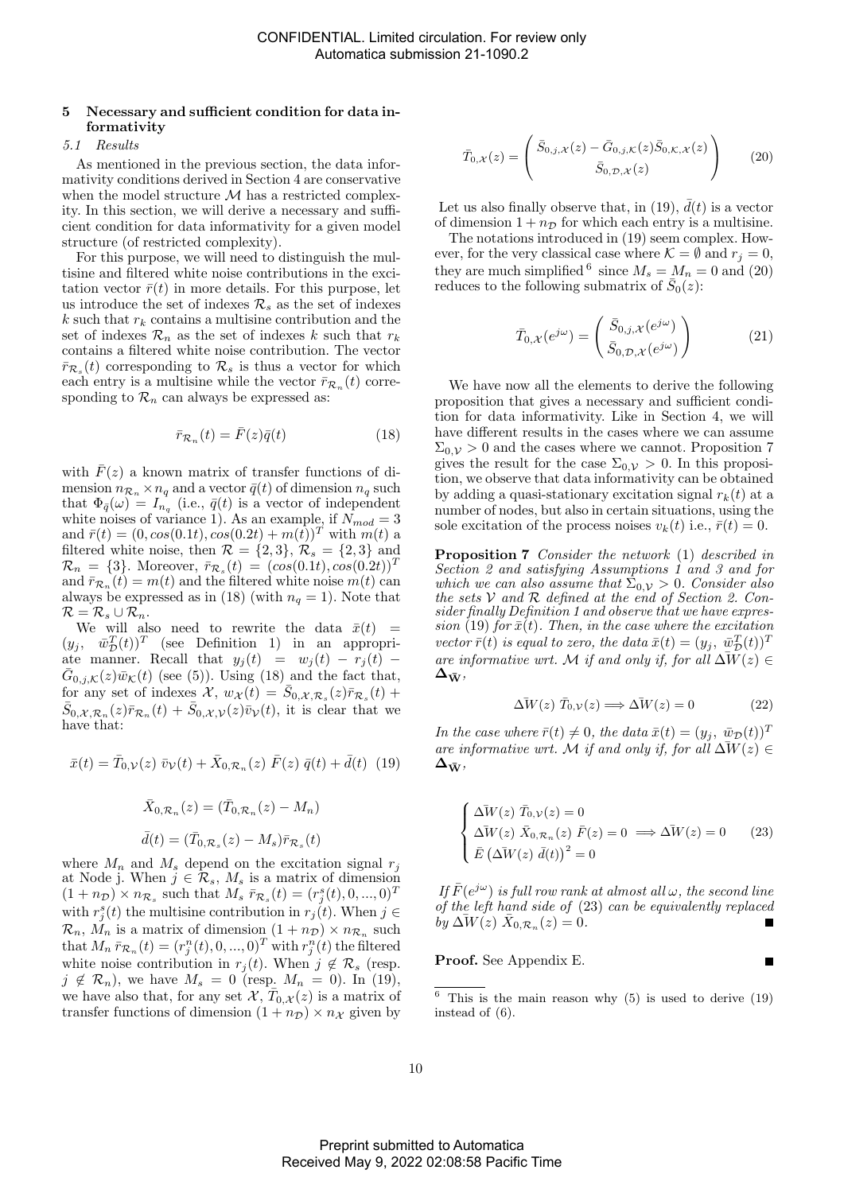## 5 Necessary and sufficient condition for data informativity

### 5.1 Results

As mentioned in the previous section, the data informativity conditions derived in Section 4 are conservative when the model structure $\mathcal{M}$ has a restricted complexity. In this section, we will derive a necessary and sufficient condition for data informativity for a given model structure (of restricted complexity).

For this purpose, we will need to distinguish the multisine and filtered white noise contributions in the excitation vector $\bar{r}(t)$ in more details. For this purpose, let us introduce the set of indexes $\mathcal{R}_s$ as the set of indexes $k$ such that $r_k$ contains a multisine contribution and the set of indexes $\mathcal{R}_n$ as the set of indexes $k$ such that $r_k$ contains a filtered white noise contribution. The vector $\bar{r}_{\mathcal{R}_s}(t)$ corresponding to $\mathcal{R}_s$ is thus a vector for which each entry is a multisine while the vector $\bar{r}_{\mathcal{R}_n}(t)$ corresponding to $\mathcal{R}_n$ can always be expressed as:

$$\bar{r}_{\mathcal{R}_n}(t) = \bar{F}(z)\bar{q}(t) \tag{18}$$

with $\bar{F}(z)$ a known matrix of transfer functions of dimension $n_{\mathcal{R}_n} \times n_q$ and a vector $\bar{q}(t)$ of dimension $n_q$ such that $\Phi_{\bar{q}}(\omega) = I_{n_q}$ (i.e., $\bar{q}(t)$ is a vector of independent white noises of variance 1). As an example, if $N_{mod} = 3$ and $\bar{r}(t) = (0, cos(0.1t), cos(0.2t) + m(t))^T$ with $m(t)$ a filtered white noise, then $\mathcal{R} = \{2, 3\}$, $\mathcal{R}_s = \{2, 3\}$ and $\mathcal{R}_n = \{3\}$. Moreover, $\bar{r}_{\mathcal{R}_s}(t) = (cos(0.1t), cos(0.2t))^T$ and $\bar{r}_{\mathcal{R}_n}(t) = m(t)$ and the filtered white noise $m(t)$ can always be expressed as in (18) (with $n_q = 1$). Note that $\mathcal{R} = \mathcal{R}_s \cup \mathcal{R}_n$.

We will also need to rewrite the data $\bar{x}(t) = (y_j, \ \bar{w}_{\mathcal{D}}^T(t))^T$ (see Definition 1) in an appropriate manner. Recall that $y_j(t) = w_j(t) - r_j(t) - \bar{G}_{0,j,\mathcal{K}}(z)\bar{w}_{\mathcal{K}}(t)$ (see (5)). Using (18) and the fact that, for any set of indexes $\mathcal{X}$, $w_{\mathcal{X}}(t) = \bar{S}_{0,\mathcal{X},\mathcal{R}_s}(z)\bar{r}_{\mathcal{R}_s}(t) + \bar{S}_{0,\mathcal{X},\mathcal{R}_n}(z)\bar{r}_{\mathcal{R}_n}(t) + \bar{S}_{0,\mathcal{X},\mathcal{V}}(z)\bar{v}_{\mathcal{V}}(t)$, it is clear that we have that:

$$\bar{x}(t) = \bar{T}_{0,\mathcal{V}}(z) \ \bar{v}_{\mathcal{V}}(t) + \bar{X}_{0,\mathcal{R}_n}(z) \ \bar{F}(z) \ \bar{q}(t) + \bar{d}(t) \tag{19}$$

$$\bar{X}_{0,\mathcal{R}_n}(z) = (\bar{T}_{0,\mathcal{R}_n}(z) - M_n)$$

$$\bar{d}(t) = (\bar{T}_{0,\mathcal{R}_s}(z) - M_s)\bar{r}_{\mathcal{R}_s}(t)$$

where $M_n$ and $M_s$ depend on the excitation signal $r_j$ at Node j. When $j \in \mathcal{R}_s$, $M_s$ is a matrix of dimension $(1 + n_{\mathcal{D}}) \times n_{\mathcal{R}_s}$ such that $M_s \ \bar{r}_{\mathcal{R}_s}(t) = (r_j^s(t), 0, ..., 0)^T$ with $r_j^s(t)$ the multisine contribution in $r_j(t)$. When $j \in \mathcal{R}_n$, $M_n$ is a matrix of dimension $(1 + n_{\mathcal{D}}) \times n_{\mathcal{R}_n}$ such that $M_n \ \bar{r}_{\mathcal{R}_n}(t) = (r_j^n(t), 0, ..., 0)^T$ with $r_j^n(t)$ the filtered white noise contribution in $r_j(t)$. When $j \notin \mathcal{R}_s$ (resp. $j \notin \mathcal{R}_n$), we have $M_s = 0$ (resp. $M_n = 0$). In (19), we have also that, for any set $\mathcal{X}$, $\bar{T}_{0,\mathcal{X}}(z)$ is a matrix of transfer functions of dimension $(1 + n_{\mathcal{D}}) \times n_{\mathcal{X}}$ given by

$$\bar{T}_{0,\mathcal{X}}(z) = \begin{pmatrix} \bar{S}_{0,j,\mathcal{X}}(z) - \bar{G}_{0,j,\mathcal{K}}(z)\bar{S}_{0,\mathcal{K},\mathcal{X}}(z) \\ \bar{S}_{0,\mathcal{D},\mathcal{X}}(z) \end{pmatrix} \tag{20}$$

Let us also finally observe that, in (19), $\bar{d}(t)$ is a vector of dimension $1 + n_{\mathcal{D}}$ for which each entry is a multisine.

The notations introduced in (19) seem complex. However, for the very classical case where $\mathcal{K} = \emptyset$ and $r_j = 0$, they are much simplified [6] since $M_s = M_n = 0$ and (20) reduces to the following submatrix of $\bar{S}_0(z)$:

$$\bar{T}_{0,\mathcal{X}}(e^{j\omega}) = \begin{pmatrix} \bar{S}_{0,j,\mathcal{X}}(e^{j\omega}) \\ \bar{S}_{0,\mathcal{D},\mathcal{X}}(e^{j\omega}) \end{pmatrix} \tag{21}$$

We have now all the elements to derive the following proposition that gives a necessary and sufficient condition for data informativity. Like in Section 4, we will have different results in the cases where we can assume $\Sigma_{0,\mathcal{V}} > 0$ and the cases where we cannot. Proposition 7 gives the result for the case $\Sigma_{0,\mathcal{V}} > 0$. In this proposition, we observe that data informativity can be obtained by adding a quasi-stationary excitation signal $r_k(t)$ at a number of nodes, but also in certain situations, using the sole excitation of the process noises $v_k(t)$ i.e., $\bar{r}(t) = 0$.

**Proposition 7** *Consider the network* (1) *described in Section 2 and satisfying Assumptions 1 and 3 and for which we can also assume that $\Sigma_{0,\mathcal{V}} > 0$. Consider also the sets $\mathcal{V}$ and $\mathcal{R}$ defined at the end of Section 2. Consider finally Definition 1 and observe that we have expression* (19) *for $\bar{x}(t)$. Then, in the case where the excitation vector $\bar{r}(t)$ is equal to zero, the data $\bar{x}(t) = (y_j, \ \bar{w}_{\mathcal{D}}^T(t))^T$ are informative wrt. $\mathcal{M}$ if and only if, for all $\Delta\bar{W}(z) \in \mathbf{\Delta_{\bar{W}}}$,*

$$\Delta\bar{W}(z) \ \bar{T}_{0,\mathcal{V}}(z) \Longrightarrow \Delta\bar{W}(z) = 0 \tag{22}$$

*In the case where $\bar{r}(t) \neq 0$, the data $\bar{x}(t) = (y_j, \ \bar{w}_{\mathcal{D}}(t))^T$ are informative wrt. $\mathcal{M}$ if and only if, for all $\Delta\bar{W}(z) \in \mathbf{\Delta_{\bar{W}}}$,*

$$\begin{cases} \Delta\bar{W}(z) \ \bar{T}_{0,\mathcal{V}}(z) = 0 \\ \Delta\bar{W}(z) \ \bar{X}_{0,\mathcal{R}_n}(z) \ \bar{F}(z) = 0 \\ \bar{E}\left(\Delta\bar{W}(z) \ \bar{d}(t)\right)^2 = 0 \end{cases} \Longrightarrow \Delta\bar{W}(z) = 0 \tag{23}$$

*If $\bar{F}(e^{j\omega})$ is full row rank at almost all $\omega$, the second line of the left hand side of* (23) *can be equivalently replaced by $\Delta\bar{W}(z) \ \bar{X}_{0,\mathcal{R}_n}(z) = 0$.* ■

**Proof.** See Appendix E. ■

[6] This is the main reason why (5) is used to derive (19) instead of (6).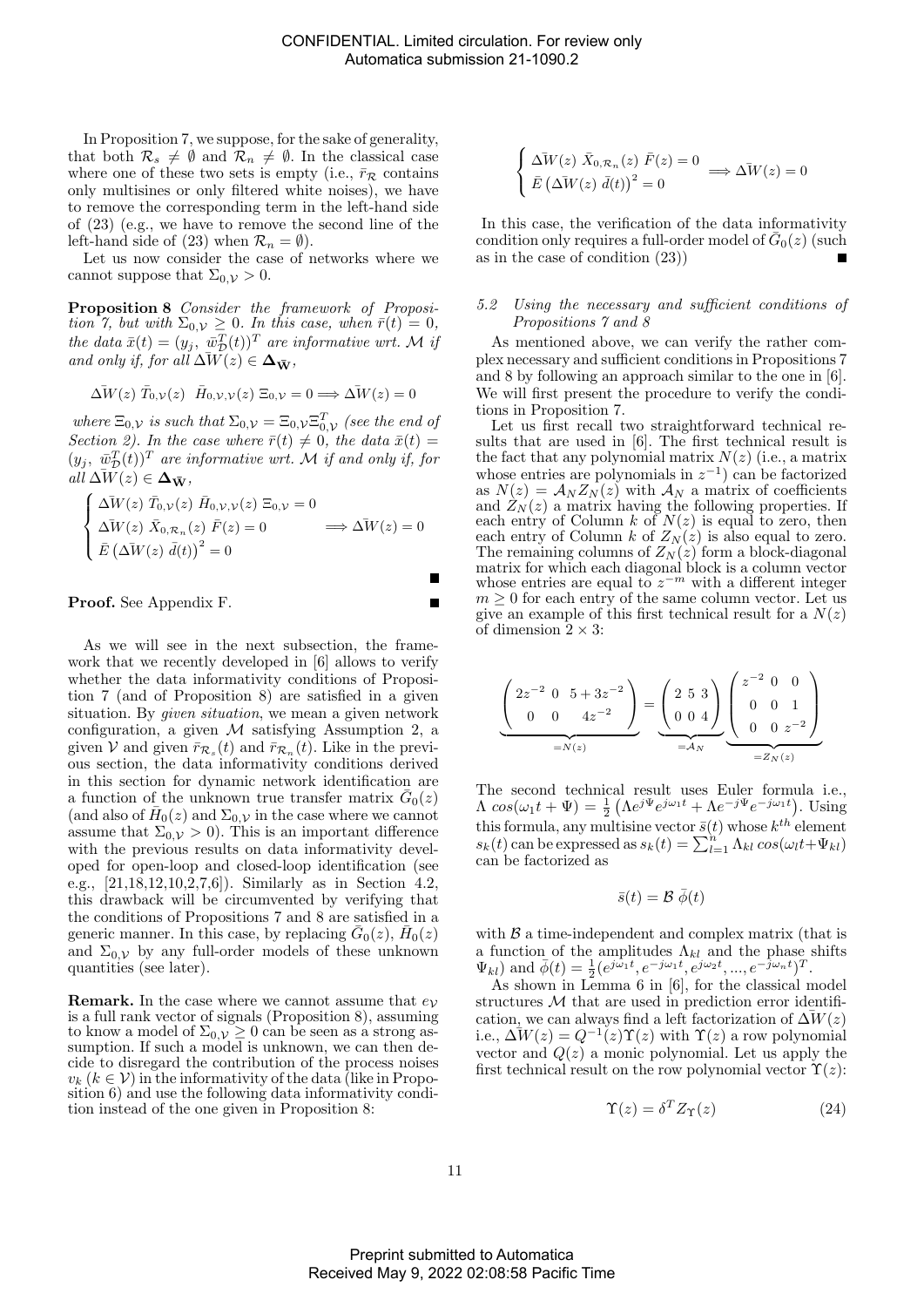In Proposition 7, we suppose, for the sake of generality, that both $\mathcal{R}_s \neq \emptyset$ and $\mathcal{R}_n \neq \emptyset$. In the classical case where one of these two sets is empty (i.e., $\bar{r}_{\mathcal{R}}$ contains only multisines or only filtered white noises), we have to remove the corresponding term in the left-hand side of (23) (e.g., we have to remove the second line of the left-hand side of (23) when $\mathcal{R}_n = \emptyset$).

Let us now consider the case of networks where we cannot suppose that $\Sigma_{0,\mathcal{V}} > 0$.

**Proposition 8** *Consider the framework of Proposition 7, but with $\Sigma_{0,\mathcal{V}} \geq 0$. In this case, when $\bar{r}(t) = 0$, the data $\bar{x}(t) = (y_j,\ \bar{w}_{\mathcal{D}}^T(t))^T$ are informative wrt. $\mathcal{M}$ if and only if, for all $\Delta\bar{W}(z) \in \mathbf{\Delta}_{\bar{\mathbf{W}}}$,*

$$\Delta\bar{W}(z)\ \bar{T}_{0,\mathcal{V}}(z)\ \ \bar{H}_{0,\mathcal{V},\mathcal{V}}(z)\ \Xi_{0,\mathcal{V}} = 0 \Longrightarrow \Delta\bar{W}(z) = 0$$

*where $\Xi_{0,\mathcal{V}}$ is such that $\Sigma_{0,\mathcal{V}} = \Xi_{0,\mathcal{V}}\Xi_{0,\mathcal{V}}^T$ (see the end of Section 2). In the case where $\bar{r}(t) \neq 0$, the data $\bar{x}(t) = (y_j,\ \bar{w}_{\mathcal{D}}^T(t))^T$ are informative wrt. $\mathcal{M}$ if and only if, for all $\Delta\bar{W}(z) \in \mathbf{\Delta}_{\bar{\mathbf{W}}}$,*

$$\begin{cases} \Delta\bar{W}(z)\ \bar{T}_{0,\mathcal{V}}(z)\ \bar{H}_{0,\mathcal{V},\mathcal{V}}(z)\ \Xi_{0,\mathcal{V}} = 0 \\ \Delta\bar{W}(z)\ \bar{X}_{0,\mathcal{R}_n}(z)\ \bar{F}(z) = 0 \\ \bar{E}\left(\Delta\bar{W}(z)\ \bar{d}(t)\right)^2 = 0 \end{cases} \Longrightarrow \Delta\bar{W}(z) = 0$$

■

**Proof.** See Appendix F. ■

As we will see in the next subsection, the framework that we recently developed in [6] allows to verify whether the data informativity conditions of Proposition 7 (and of Proposition 8) are satisfied in a given situation. By *given situation*, we mean a given network configuration, a given $\mathcal{M}$ satisfying Assumption 2, a given $\mathcal{V}$ and given $\bar{r}_{\mathcal{R}_s}(t)$ and $\bar{r}_{\mathcal{R}_n}(t)$. Like in the previous section, the data informativity conditions derived in this section for dynamic network identification are a function of the unknown true transfer matrix $\bar{G}_0(z)$ (and also of $\bar{H}_0(z)$ and $\Sigma_{0,\mathcal{V}}$ in the case where we cannot assume that $\Sigma_{0,\mathcal{V}} > 0$). This is an important difference with the previous results on data informativity developed for open-loop and closed-loop identification (see e.g., [21,18,12,10,2,7,6]). Similarly as in Section 4.2, this drawback will be circumvented by verifying that the conditions of Propositions 7 and 8 are satisfied in a generic manner. In this case, by replacing $\bar{G}_0(z)$, $\bar{H}_0(z)$ and $\Sigma_{0,\mathcal{V}}$ by any full-order models of these unknown quantities (see later).

**Remark.** In the case where we cannot assume that $e_{\mathcal{V}}$ is a full rank vector of signals (Proposition 8), assuming to know a model of $\Sigma_{0,\mathcal{V}} \geq 0$ can be seen as a strong assumption. If such a model is unknown, we can then decide to disregard the contribution of the process noises $v_k$ ($k \in \mathcal{V}$) in the informativity of the data (like in Proposition 6) and use the following data informativity condition instead of the one given in Proposition 8:

$$\begin{cases} \Delta\bar{W}(z)\ \bar{X}_{0,\mathcal{R}_n}(z)\ \bar{F}(z) = 0 \\ \bar{E}\left(\Delta\bar{W}(z)\ \bar{d}(t)\right)^2 = 0 \end{cases} \Longrightarrow \Delta\bar{W}(z) = 0$$

In this case, the verification of the data informativity condition only requires a full-order model of $\bar{G}_0(z)$ (such as in the case of condition (23)) ■

### 5.2 Using the necessary and sufficient conditions of Propositions 7 and 8

As mentioned above, we can verify the rather complex necessary and sufficient conditions in Propositions 7 and 8 by following an approach similar to the one in [6]. We will first present the procedure to verify the conditions in Proposition 7.

Let us first recall two straightforward technical results that are used in [6]. The first technical result is the fact that any polynomial matrix $N(z)$ (i.e., a matrix whose entries are polynomials in $z^{-1}$) can be factorized as $N(z) = \mathcal{A}_N Z_N(z)$ with $\mathcal{A}_N$ a matrix of coefficients and $Z_N(z)$ a matrix having the following properties. If each entry of Column $k$ of $N(z)$ is equal to zero, then each entry of Column $k$ of $Z_N(z)$ is also equal to zero. The remaining columns of $Z_N(z)$ form a block-diagonal matrix for which each diagonal block is a column vector whose entries are equal to $z^{-m}$ with a different integer $m \geq 0$ for each entry of the same column vector. Let us give an example of this first technical result for a $N(z)$ of dimension $2 \times 3$:

$$\underbrace{\begin{pmatrix} 2z^{-2} & 0 & 5+3z^{-2} \\ 0 & 0 & 4z^{-2} \end{pmatrix}}_{=N(z)} = \underbrace{\begin{pmatrix} 2 & 5 & 3 \\ 0 & 0 & 4 \end{pmatrix}}_{=\mathcal{A}_N} \underbrace{\begin{pmatrix} z^{-2} & 0 & 0 \\ 0 & 0 & 1 \\ 0 & 0 & z^{-2} \end{pmatrix}}_{=Z_N(z)}$$

The second technical result uses Euler formula i.e., $\Lambda\ cos(\omega_1 t + \Psi) = \frac{1}{2}\left(\Lambda e^{j\Psi}e^{j\omega_1 t} + \Lambda e^{-j\Psi}e^{-j\omega_1 t}\right)$. Using this formula, any multisine vector $\bar{s}(t)$ whose $k^{th}$ element $s_k(t)$ can be expressed as $s_k(t) = \sum_{l=1}^{n} \Lambda_{kl}\ cos(\omega_l t + \Psi_{kl})$ can be factorized as

$$\bar{s}(t) = \mathcal{B}\ \bar{\phi}(t)$$

with $\mathcal{B}$ a time-independent and complex matrix (that is a function of the amplitudes $\Lambda_{kl}$ and the phase shifts $\Psi_{kl}$) and $\bar{\phi}(t) = \frac{1}{2}(e^{j\omega_1 t}, e^{-j\omega_1 t}, e^{j\omega_2 t}, ..., e^{-j\omega_n t})^T$.

As shown in Lemma 6 in [6], for the classical model structures $\mathcal{M}$ that are used in prediction error identification, we can always find a left factorization of $\Delta\bar{W}(z)$ i.e., $\Delta\bar{W}(z) = Q^{-1}(z)\Upsilon(z)$ with $\Upsilon(z)$ a row polynomial vector and $Q(z)$ a monic polynomial. Let us apply the first technical result on the row polynomial vector $\Upsilon(z)$:

$$\Upsilon(z) = \delta^T Z_{\Upsilon}(z) \tag{24}$$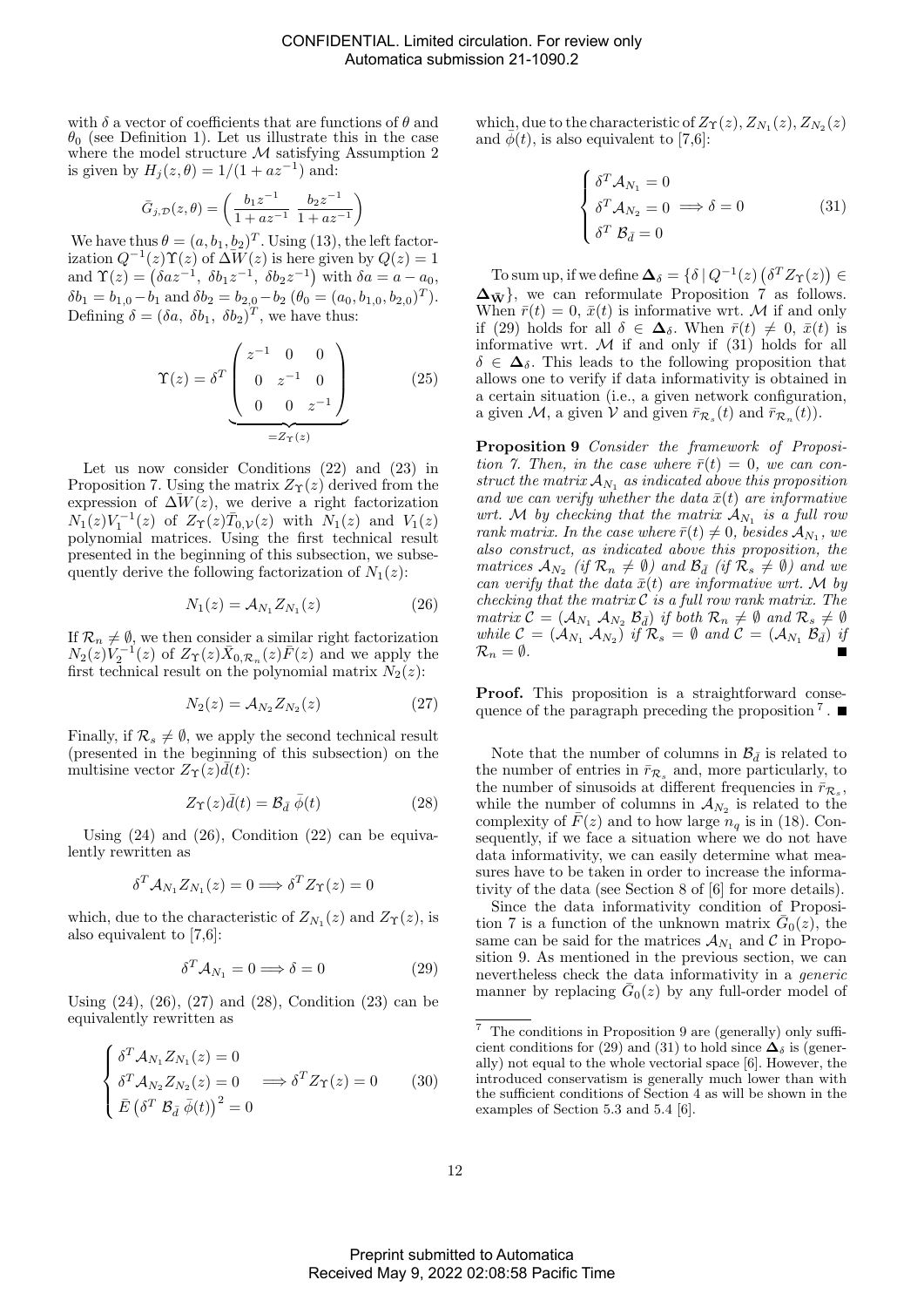with $\delta$ a vector of coefficients that are functions of $\theta$ and $\theta_0$ (see Definition 1). Let us illustrate this in the case where the model structure $\mathcal{M}$ satisfying Assumption 2 is given by $H_j(z,\theta) = 1/(1+az^{-1})$ and:

$$\bar{G}_{j,\mathcal{D}}(z,\theta) = \left( \frac{b_1 z^{-1}}{1+az^{-1}} \;\; \frac{b_2 z^{-1}}{1+az^{-1}} \right)$$

We have thus $\theta = (a, b_1, b_2)^T$. Using (13), the left factorization $Q^{-1}(z)\Upsilon(z)$ of $\Delta\bar{W}(z)$ is here given by $Q(z) = 1$ and $\Upsilon(z) = \left(\delta a z^{-1}, \; \delta b_1 z^{-1}, \; \delta b_2 z^{-1}\right)$ with $\delta a = a - a_0$, $\delta b_1 = b_{1,0} - b_1$ and $\delta b_2 = b_{2,0} - b_2$ ($\theta_0 = (a_0, b_{1,0}, b_{2,0})^T$). Defining $\delta = (\delta a, \; \delta b_1, \; \delta b_2)^T$, we have thus:

$$\Upsilon(z) = \delta^T \underbrace{\begin{pmatrix} z^{-1} & 0 & 0 \\ 0 & z^{-1} & 0 \\ 0 & 0 & z^{-1} \end{pmatrix}}_{=Z_\Upsilon(z)} \tag{25}$$

Let us now consider Conditions (22) and (23) in Proposition 7. Using the matrix $Z_\Upsilon(z)$ derived from the expression of $\Delta\bar{W}(z)$, we derive a right factorization $N_1(z)V_1^{-1}(z)$ of $Z_\Upsilon(z)\bar{T}_{0,\mathcal{V}}(z)$ with $N_1(z)$ and $V_1(z)$ polynomial matrices. Using the first technical result presented in the beginning of this subsection, we subsequently derive the following factorization of $N_1(z)$:

$$N_1(z) = \mathcal{A}_{N_1} Z_{N_1}(z) \tag{26}$$

If $\mathcal{R}_n \neq \emptyset$, we then consider a similar right factorization $N_2(z)V_2^{-1}(z)$ of $Z_\Upsilon(z)\bar{X}_{0,\mathcal{R}_n}(z)\bar{F}(z)$ and we apply the first technical result on the polynomial matrix $N_2(z)$:

$$N_2(z) = \mathcal{A}_{N_2} Z_{N_2}(z) \tag{27}$$

Finally, if $\mathcal{R}_s \neq \emptyset$, we apply the second technical result (presented in the beginning of this subsection) on the multisine vector $Z_\Upsilon(z)\bar{d}(t)$:

$$Z_\Upsilon(z)\bar{d}(t) = \mathcal{B}_{\bar{d}} \; \bar{\phi}(t) \tag{28}$$

Using (24) and (26), Condition (22) can be equivalently rewritten as

$$\delta^T \mathcal{A}_{N_1} Z_{N_1}(z) = 0 \Longrightarrow \delta^T Z_\Upsilon(z) = 0$$

which, due to the characteristic of $Z_{N_1}(z)$ and $Z_\Upsilon(z)$, is also equivalent to [7,6]:

$$\delta^T \mathcal{A}_{N_1} = 0 \Longrightarrow \delta = 0 \tag{29}$$

Using (24), (26), (27) and (28), Condition (23) can be equivalently rewritten as

$$\begin{cases} \delta^T \mathcal{A}_{N_1} Z_{N_1}(z) = 0 \\ \delta^T \mathcal{A}_{N_2} Z_{N_2}(z) = 0 \\ \bar{E}\left(\delta^T \; \mathcal{B}_{\bar{d}} \; \bar{\phi}(t)\right)^2 = 0 \end{cases} \Longrightarrow \delta^T Z_\Upsilon(z) = 0 \tag{30}$$

which, due to the characteristic of $Z_\Upsilon(z)$, $Z_{N_1}(z)$, $Z_{N_2}(z)$ and $\bar{\phi}(t)$, is also equivalent to [7,6]:

$$\begin{cases} \delta^T \mathcal{A}_{N_1} = 0 \\ \delta^T \mathcal{A}_{N_2} = 0 \\ \delta^T \; \mathcal{B}_{\bar{d}} = 0 \end{cases} \Longrightarrow \delta = 0 \tag{31}$$

To sum up, if we define $\mathbf{\Delta}_\delta = \{\delta \,|\, Q^{-1}(z)\left(\delta^T Z_\Upsilon(z)\right) \in \mathbf{\Delta}_{\bar{\mathbf{W}}}\}$, we can reformulate Proposition 7 as follows. When $\bar{r}(t) = 0$, $\bar{x}(t)$ is informative wrt. $\mathcal{M}$ if and only if (29) holds for all $\delta \in \mathbf{\Delta}_\delta$. When $\bar{r}(t) \neq 0$, $\bar{x}(t)$ is informative wrt. $\mathcal{M}$ if and only if (31) holds for all $\delta \in \mathbf{\Delta}_\delta$. This leads to the following proposition that allows one to verify if data informativity is obtained in a certain situation (i.e., a given network configuration, a given $\mathcal{M}$, a given $\mathcal{V}$ and given $\bar{r}_{\mathcal{R}_s}(t)$ and $\bar{r}_{\mathcal{R}_n}(t)$).

**Proposition 9** *Consider the framework of Proposition 7. Then, in the case where $\bar{r}(t) = 0$, we can construct the matrix $\mathcal{A}_{N_1}$ as indicated above this proposition and we can verify whether the data $\bar{x}(t)$ are informative wrt. $\mathcal{M}$ by checking that the matrix $\mathcal{A}_{N_1}$ is a full row rank matrix. In the case where $\bar{r}(t) \neq 0$, besides $\mathcal{A}_{N_1}$, we also construct, as indicated above this proposition, the matrices $\mathcal{A}_{N_2}$ (if $\mathcal{R}_n \neq \emptyset$) and $\mathcal{B}_{\bar{d}}$ (if $\mathcal{R}_s \neq \emptyset$) and we can verify that the data $\bar{x}(t)$ are informative wrt. $\mathcal{M}$ by checking that the matrix $\mathcal{C}$ is a full row rank matrix. The matrix $\mathcal{C} = (\mathcal{A}_{N_1} \; \mathcal{A}_{N_2} \; \mathcal{B}_{\bar{d}})$ if both $\mathcal{R}_n \neq \emptyset$ and $\mathcal{R}_s \neq \emptyset$ while $\mathcal{C} = (\mathcal{A}_{N_1} \; \mathcal{A}_{N_2})$ if $\mathcal{R}_s = \emptyset$ and $\mathcal{C} = (\mathcal{A}_{N_1} \; \mathcal{B}_{\bar{d}})$ if $\mathcal{R}_n = \emptyset$.* ■

**Proof.** This proposition is a straightforward consequence of the paragraph preceding the proposition [7]. ■

Note that the number of columns in $\mathcal{B}_{\bar{d}}$ is related to the number of entries in $\bar{r}_{\mathcal{R}_s}$ and, more particularly, to the number of sinusoids at different frequencies in $\bar{r}_{\mathcal{R}_s}$, while the number of columns in $\mathcal{A}_{N_2}$ is related to the complexity of $\bar{F}(z)$ and to how large $n_q$ is in (18). Consequently, if we face a situation where we do not have data informativity, we can easily determine what measures have to be taken in order to increase the informativity of the data (see Section 8 of [6] for more details).

Since the data informativity condition of Proposition 7 is a function of the unknown matrix $\bar{G}_0(z)$, the same can be said for the matrices $\mathcal{A}_{N_1}$ and $\mathcal{C}$ in Proposition 9. As mentioned in the previous section, we can nevertheless check the data informativity in a *generic* manner by replacing $\bar{G}_0(z)$ by any full-order model of

[7] The conditions in Proposition 9 are (generally) only sufficient conditions for (29) and (31) to hold since $\mathbf{\Delta}_\delta$ is (generally) not equal to the whole vectorial space [6]. However, the introduced conservatism is generally much lower than with the sufficient conditions of Section 4 as will be shown in the examples of Section 5.3 and 5.4 [6].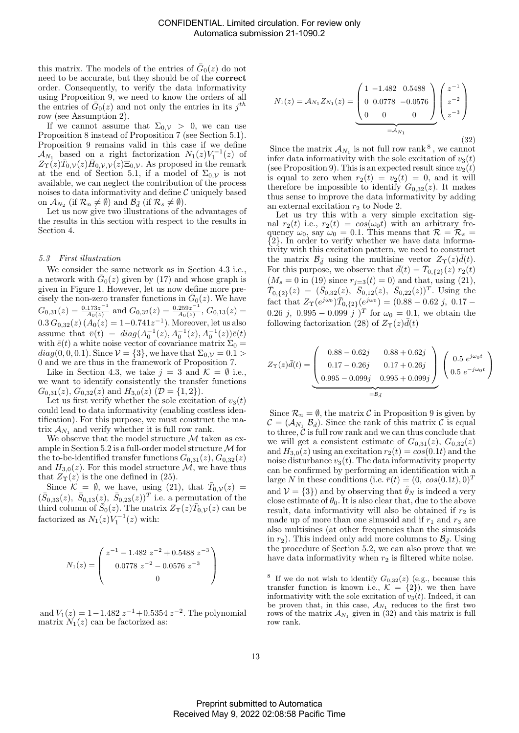this matrix. The models of the entries of $\bar{G}_0(z)$ do not need to be accurate, but they should be of the **correct** order. Consequently, to verify the data informativity using Proposition 9, we need to know the orders of all the entries of $\bar{G}_0(z)$ and not only the entries in its $j^{th}$ row (see Assumption 2).

If we cannot assume that $\Sigma_{0,\mathcal{V}} > 0$, we can use Proposition 8 instead of Proposition 7 (see Section 5.1). Proposition 9 remains valid in this case if we define $\mathcal{A}_{N_1}$ based on a right factorization $N_1(z)V_1^{-1}(z)$ of $Z_\Upsilon(z)\bar{T}_{0,\mathcal{V}}(z)\bar{H}_{0,\mathcal{V},\mathcal{V}}(z)\Xi_{0,\mathcal{V}}$. As proposed in the remark at the end of Section 5.1, if a model of $\Sigma_{0,\mathcal{V}}$ is not available, we can neglect the contribution of the process noises to data informativity and define $\mathcal{C}$ uniquely based on $\mathcal{A}_{N_2}$ (if $\mathcal{R}_n \neq \emptyset$) and $\mathcal{B}_{\bar{d}}$ (if $\mathcal{R}_s \neq \emptyset$).

Let us now give two illustrations of the advantages of the results in this section with respect to the results in Section 4.

### 5.3 First illustration

We consider the same network as in Section 4.3 i.e., a network with $\bar{G}_0(z)$ given by (17) and whose graph is given in Figure 1. However, let us now define more precisely the non-zero transfer functions in $\bar{G}_0(z)$. We have $G_{0,31}(z) = \frac{0.173z^{-1}}{A_0(z)}$ and $G_{0,32}(z) = \frac{0.259z^{-1}}{A_0(z)}$, $G_{0,13}(z) = 0.3\, G_{0,32}(z)$ ($A_0(z) = 1 - 0.741z^{-1}$). Moreover, let us also assume that $\bar{v}(t) = diag(A_0^{-1}(z), A_0^{-1}(z), A_0^{-1}(z))\bar{e}(t)$ with $\bar{e}(t)$ a white noise vector of covariance matrix $\Sigma_0 = diag(0, 0, 0.1)$. Since $\mathcal{V} = \{3\}$, we have that $\Sigma_{0,\mathcal{V}} = 0.1 > 0$ and we are thus in the framework of Proposition 7.

Like in Section 4.3, we take $j = 3$ and $\mathcal{K} = \emptyset$ i.e., we want to identify consistently the transfer functions $G_{0,31}(z)$, $G_{0,32}(z)$ and $H_{3,0}(z)$ ($\mathcal{D} = \{1, 2\}$).

Let us first verify whether the sole excitation of $v_3(t)$ could lead to data informativity (enabling costless identification). For this purpose, we must construct the matrix $\mathcal{A}_{N_1}$ and verify whether it is full row rank.

We observe that the model structure $\mathcal{M}$ taken as example in Section 5.2 is a full-order model structure $\mathcal{M}$ for the to-be-identified transfer functions $G_{0,31}(z)$, $G_{0,32}(z)$ and $H_{3,0}(z)$. For this model structure $\mathcal{M}$, we have thus that $Z_\Upsilon(z)$ is the one defined in (25).

Since $\mathcal{K} = \emptyset$, we have, using (21), that $\bar{T}_{0,\mathcal{V}}(z) = (\bar{S}_{0,33}(z),\ \bar{S}_{0,13}(z),\ \bar{S}_{0,23}(z))^T$ i.e. a permutation of the third column of $\bar{S}_0(z)$. The matrix $Z_\Upsilon(z)\bar{T}_{0,\mathcal{V}}(z)$ can be factorized as $N_1(z)V_1^{-1}(z)$ with:

$$
N_1(z) = \begin{pmatrix} z^{-1} - 1.482\ z^{-2} + 0.5488\ z^{-3} \\ 0.0778\ z^{-2} - 0.0576\ z^{-3} \\ 0 \end{pmatrix}
$$

and $V_1(z) = 1 - 1.482\ z^{-1} + 0.5354\ z^{-2}$. The polynomial matrix $N_1(z)$ can be factorized as:

$$
N_1(z) = \mathcal{A}_{N_1} Z_{N_1}(z) = \underbrace{\begin{pmatrix} 1 & -1.482 & 0.5488 \\ 0 & 0.0778 & -0.0576 \\ 0 & 0 & 0 \end{pmatrix}}_{=\mathcal{A}_{N_1}} \begin{pmatrix} z^{-1} \\ z^{-2} \\ z^{-3} \end{pmatrix} \tag{32}
$$

Since the matrix $\mathcal{A}_{N_1}$ is not full row rank [8], we cannot infer data informativity with the sole excitation of $v_3(t)$ (see Proposition 9). This is an expected result since $w_2(t)$ is equal to zero when $r_2(t) = v_2(t) = 0$, and it will therefore be impossible to identify $G_{0,32}(z)$. It makes thus sense to improve the data informativity by adding an external excitation $r_2$ to Node 2.

Let us try this with a very simple excitation signal $r_2(t)$ i.e., $r_2(t) = cos(\omega_0 t)$ with an arbitrary frequency $\omega_0$, say $\omega_0 = 0.1$. This means that $\mathcal{R} = \mathcal{R}_s = \{2\}$. In order to verify whether we have data informativity with this excitation pattern, we need to construct the matrix $\mathcal{B}_{\bar{d}}$ using the multisine vector $Z_\Upsilon(z)\bar{d}(t)$. For this purpose, we observe that $\bar{d}(t) = \bar{T}_{0,\{2\}}(z)\ r_2(t)$ ($M_s = 0$ in (19) since $r_{j=3}(t) = 0$) and that, using (21), $\bar{T}_{0,\{2\}}(z) = (\bar{S}_{0,32}(z),\ \bar{S}_{0,12}(z),\ \bar{S}_{0,22}(z))^T$. Using the fact that $Z_\Upsilon(e^{j\omega_0})\bar{T}_{0,\{2\}}(e^{j\omega_0}) = (0.88 - 0.62\ j,\ 0.17 - 0.26\ j,\ 0.995 - 0.099\ j\ )^T$ for $\omega_0 = 0.1$, we obtain the following factorization (28) of $Z_\Upsilon(z)\bar{d}(t)$

$$
Z_\Upsilon(z)\bar{d}(t) = \underbrace{\begin{pmatrix} 0.88 - 0.62j & 0.88 + 0.62j \\ 0.17 - 0.26j & 0.17 + 0.26j \\ 0.995 - 0.099j & 0.995 + 0.099j \end{pmatrix}}_{=\mathcal{B}_{\bar{d}}} \begin{pmatrix} 0.5\ e^{j\omega_0 t} \\ 0.5\ e^{-j\omega_0 t} \end{pmatrix}
$$

Since $\mathcal{R}_n = \emptyset$, the matrix $\mathcal{C}$ in Proposition 9 is given by $\mathcal{C} = (\mathcal{A}_{N_1}\ \mathcal{B}_{\bar{d}})$. Since the rank of this matrix $\mathcal{C}$ is equal to three, $\mathcal{C}$ is full row rank and we can thus conclude that we will get a consistent estimate of $G_{0,31}(z)$, $G_{0,32}(z)$ and $H_{3,0}(z)$ using an excitation $r_2(t) = cos(0.1t)$ and the noise disturbance $v_3(t)$. The data informativity property can be confirmed by performing an identification with a large $N$ in these conditions (i.e. $\bar{r}(t) = (0,\ cos(0.1t), 0)^T$ and $\mathcal{V} = \{3\}$) and by observing that $\hat{\theta}_N$ is indeed a very close estimate of $\theta_0$. It is also clear that, due to the above result, data informativity will also be obtained if $r_2$ is made up of more than one sinusoid and if $r_1$ and $r_3$ are also multisines (at other frequencies than the sinusoids in $r_2$). This indeed only add more columns to $\mathcal{B}_{\bar{d}}$. Using the procedure of Section 5.2, we can also prove that we have data informativity when $r_2$ is filtered white noise.

---

[8] If we do not wish to identify $G_{0,32}(z)$ (e.g., because this transfer function is known i.e., $\mathcal{K} = \{2\}$), we then have informativity with the sole excitation of $v_3(t)$. Indeed, it can be proven that, in this case, $\mathcal{A}_{N_1}$ reduces to the first two rows of the matrix $\mathcal{A}_{N_1}$ given in (32) and this matrix is full row rank.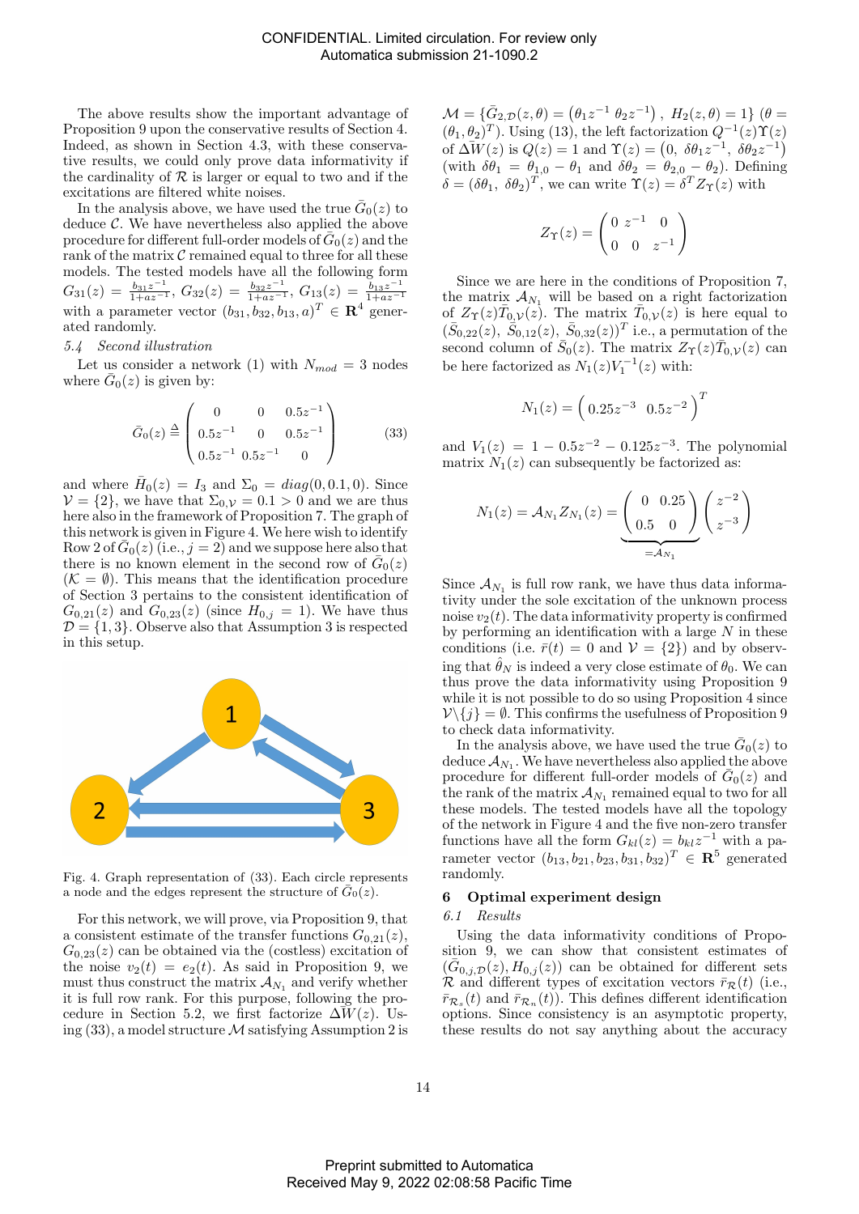The above results show the important advantage of Proposition 9 upon the conservative results of Section 4. Indeed, as shown in Section 4.3, with these conservative results, we could only prove data informativity if the cardinality of $\mathcal{R}$ is larger or equal to two and if the excitations are filtered white noises.

In the analysis above, we have used the true $\bar{G}_0(z)$ to deduce $\mathcal{C}$. We have nevertheless also applied the above procedure for different full-order models of $\bar{G}_0(z)$ and the rank of the matrix $\mathcal{C}$ remained equal to three for all these models. The tested models have all the following form $G_{31}(z) = \frac{b_{31}z^{-1}}{1+az^{-1}}$, $G_{32}(z) = \frac{b_{32}z^{-1}}{1+az^{-1}}$, $G_{13}(z) = \frac{b_{13}z^{-1}}{1+az^{-1}}$ with a parameter vector $(b_{31}, b_{32}, b_{13}, a)^T \in \mathbf{R}^4$ generated randomly.

### 5.4 Second illustration

Let us consider a network (1) with $N_{mod} = 3$ nodes where $\bar{G}_0(z)$ is given by:

$$\bar{G}_0(z) \triangleq \begin{pmatrix} 0 & 0 & 0.5z^{-1} \\ 0.5z^{-1} & 0 & 0.5z^{-1} \\ 0.5z^{-1} & 0.5z^{-1} & 0 \end{pmatrix} \tag{33}$$

and where $\bar{H}_0(z) = I_3$ and $\Sigma_0 = diag(0, 0.1, 0)$. Since $\mathcal{V} = \{2\}$, we have that $\Sigma_{0,\mathcal{V}} = 0.1 > 0$ and we are thus here also in the framework of Proposition 7. The graph of this network is given in Figure 4. We here wish to identify Row 2 of $\bar{G}_0(z)$ (i.e., $j = 2$) and we suppose here also that there is no known element in the second row of $\bar{G}_0(z)$ ($\mathcal{K} = \emptyset$). This means that the identification procedure of Section 3 pertains to the consistent identification of $G_{0,21}(z)$ and $G_{0,23}(z)$ (since $H_{0,j} = 1$). We have thus $\mathcal{D} = \{1, 3\}$. Observe also that Assumption 3 is respected in this setup.

Fig. 4. Graph representation of (33). Each circle represents a node and the edges represent the structure of $\bar{G}_0(z)$.

For this network, we will prove, via Proposition 9, that a consistent estimate of the transfer functions $G_{0,21}(z)$, $G_{0,23}(z)$ can be obtained via the (costless) excitation of the noise $v_2(t) = e_2(t)$. As said in Proposition 9, we must thus construct the matrix $\mathcal{A}_{N_1}$ and verify whether it is full row rank. For this purpose, following the procedure in Section 5.2, we first factorize $\Delta W(z)$. Using (33), a model structure $\mathcal{M}$ satisfying Assumption 2 is $\mathcal{M} = \{\bar{G}_{2,\mathcal{D}}(z, \theta) = \begin{pmatrix} \theta_1 z^{-1} & \theta_2 z^{-1} \end{pmatrix}, \; H_2(z, \theta) = 1\}$ ($\theta = (\theta_1, \theta_2)^T$). Using (13), the left factorization $Q^{-1}(z)\Upsilon(z)$ of $\Delta \bar{W}(z)$ is $Q(z) = 1$ and $\Upsilon(z) = \begin{pmatrix} 0, & \delta\theta_1 z^{-1}, & \delta\theta_2 z^{-1} \end{pmatrix}$ (with $\delta\theta_1 = \theta_{1,0} - \theta_1$ and $\delta\theta_2 = \theta_{2,0} - \theta_2$). Defining $\delta = (\delta\theta_1, \; \delta\theta_2)^T$, we can write $\Upsilon(z) = \delta^T Z_\Upsilon(z)$ with

$$Z_\Upsilon(z) = \begin{pmatrix} 0 & z^{-1} & 0 \\ 0 & 0 & z^{-1} \end{pmatrix}$$

Since we are here in the conditions of Proposition 7, the matrix $\mathcal{A}_{N_1}$ will be based on a right factorization of $Z_\Upsilon(z)\bar{T}_{0,\mathcal{V}}(z)$. The matrix $\bar{T}_{0,\mathcal{V}}(z)$ is here equal to $(\bar{S}_{0,22}(z), \; \bar{S}_{0,12}(z), \; \bar{S}_{0,32}(z))^T$ i.e., a permutation of the second column of $\bar{S}_0(z)$. The matrix $Z_\Upsilon(z)\bar{T}_{0,\mathcal{V}}(z)$ can be here factorized as $N_1(z)V_1^{-1}(z)$ with:

$$N_1(z) = \begin{pmatrix} 0.25z^{-3} & 0.5z^{-2} \end{pmatrix}^T$$

and $V_1(z) = 1 - 0.5z^{-2} - 0.125z^{-3}$. The polynomial matrix $N_1(z)$ can subsequently be factorized as:

$$N_1(z) = \mathcal{A}_{N_1} Z_{N_1}(z) = \underbrace{\begin{pmatrix} 0 & 0.25 \\ 0.5 & 0 \end{pmatrix}}_{=\mathcal{A}_{N_1}} \begin{pmatrix} z^{-2} \\ z^{-3} \end{pmatrix}$$

Since $\mathcal{A}_{N_1}$ is full row rank, we have thus data informativity under the sole excitation of the unknown process noise $v_2(t)$. The data informativity property is confirmed by performing an identification with a large $N$ in these conditions (i.e. $\bar{r}(t) = 0$ and $\mathcal{V} = \{2\}$) and by observing that $\hat{\theta}_N$ is indeed a very close estimate of $\theta_0$. We can thus prove the data informativity using Proposition 9 while it is not possible to do so using Proposition 4 since $\mathcal{V} \backslash \{j\} = \emptyset$. This confirms the usefulness of Proposition 9 to check data informativity.

In the analysis above, we have used the true $\bar{G}_0(z)$ to deduce $\mathcal{A}_{N_1}$. We have nevertheless also applied the above procedure for different full-order models of $\bar{G}_0(z)$ and the rank of the matrix $\mathcal{A}_{N_1}$ remained equal to two for all these models. The tested models have all the topology of the network in Figure 4 and the five non-zero transfer functions have all the form $G_{kl}(z) = b_{kl}z^{-1}$ with a parameter vector $(b_{13}, b_{21}, b_{23}, b_{31}, b_{32})^T \in \mathbf{R}^5$ generated randomly.

## 6 Optimal experiment design

### 6.1 Results

Using the data informativity conditions of Proposition 9, we can show that consistent estimates of $(\bar{G}_{0,j,\mathcal{D}}(z), H_{0,j}(z))$ can be obtained for different sets $\mathcal{R}$ and different types of excitation vectors $\bar{r}_{\mathcal{R}}(t)$ (i.e., $\bar{r}_{\mathcal{R}_s}(t)$ and $\bar{r}_{\mathcal{R}_n}(t)$). This defines different identification options. Since consistency is an asymptotic property, these results do not say anything about the accuracy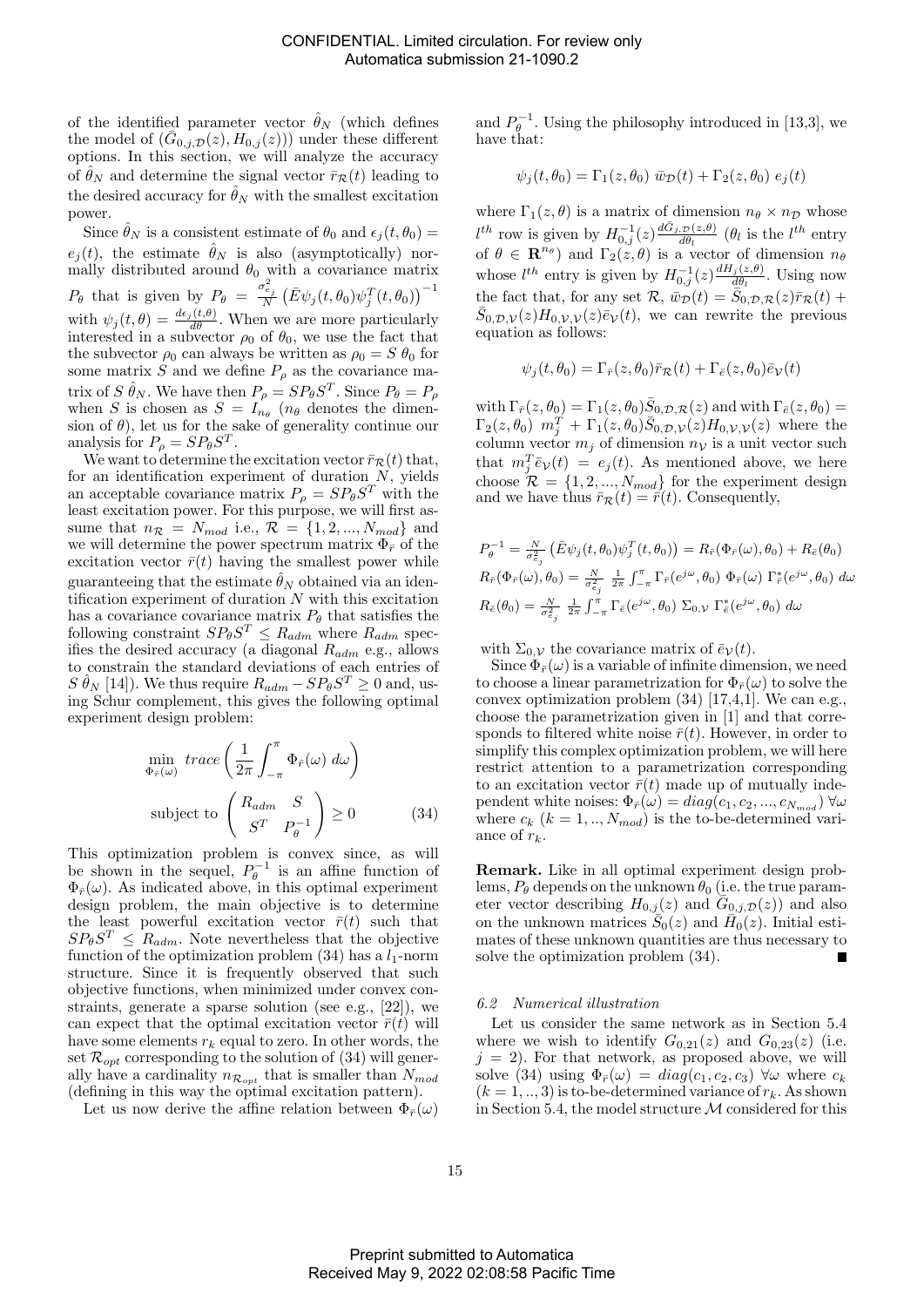of the identified parameter vector $\hat{\theta}_N$ (which defines the model of $(\bar{G}_{0,j,\mathcal{D}}(z), H_{0,j}(z))$) under these different options. In this section, we will analyze the accuracy of $\hat{\theta}_N$ and determine the signal vector $\bar{r}_{\mathcal{R}}(t)$ leading to the desired accuracy for $\hat{\theta}_N$ with the smallest excitation power.

Since $\hat{\theta}_N$ is a consistent estimate of $\theta_0$ and $\epsilon_j(t, \theta_0) = e_j(t)$, the estimate $\hat{\theta}_N$ is also (asymptotically) normally distributed around $\theta_0$ with a covariance matrix $P_\theta$ that is given by $P_\theta = \frac{\sigma^2_{e_j}}{N}\left(\bar{E}\psi_j(t,\theta_0)\psi_j^T(t,\theta_0)\right)^{-1}$ with $\psi_j(t,\theta) = \frac{d\epsilon_j(t,\theta)}{d\theta}$. When we are more particularly interested in a subvector $\rho_0$ of $\theta_0$, we use the fact that the subvector $\rho_0$ can always be written as $\rho_0 = S\,\theta_0$ for some matrix $S$ and we define $P_\rho$ as the covariance matrix of $S\,\hat{\theta}_N$. We have then $P_\rho = SP_\theta S^T$. Since $P_\theta = P_\rho$ when $S$ is chosen as $S = I_{n_\theta}$ ($n_\theta$ denotes the dimension of $\theta$), let us for the sake of generality continue our analysis for $P_\rho = SP_\theta S^T$.

We want to determine the excitation vector $\bar{r}_{\mathcal{R}}(t)$ that, for an identification experiment of duration $N$, yields an acceptable covariance matrix $P_\rho = SP_\theta S^T$ with the least excitation power. For this purpose, we will first assume that $n_{\mathcal{R}} = N_{mod}$ i.e., $\mathcal{R} = \{1, 2, ..., N_{mod}\}$ and we will determine the power spectrum matrix $\Phi_{\bar{r}}$ of the excitation vector $\bar{r}(t)$ having the smallest power while guaranteeing that the estimate $\hat{\theta}_N$ obtained via an identification experiment of duration $N$ with this excitation has a covariance covariance matrix $P_\theta$ that satisfies the following constraint $SP_\theta S^T \leq R_{adm}$ where $R_{adm}$ specifies the desired accuracy (a diagonal $R_{adm}$ e.g., allows to constrain the standard deviations of each entries of $S\,\hat{\theta}_N$ [14]). We thus require $R_{adm} - SP_\theta S^T \geq 0$ and, using Schur complement, this gives the following optimal experiment design problem:

$$\min_{\Phi_{\bar{r}}(\omega)} \; trace\left(\frac{1}{2\pi}\int_{-\pi}^{\pi}\Phi_{\bar{r}}(\omega)\,d\omega\right)$$
$$\text{subject to } \begin{pmatrix} R_{adm} & S \\ S^T & P_\theta^{-1}\end{pmatrix} \geq 0 \tag{34}$$

This optimization problem is convex since, as will be shown in the sequel, $P_\theta^{-1}$ is an affine function of $\Phi_{\bar{r}}(\omega)$. As indicated above, in this optimal experiment design problem, the main objective is to determine the least powerful excitation vector $\bar{r}(t)$ such that $SP_\theta S^T \leq R_{adm}$. Note nevertheless that the objective function of the optimization problem (34) has a $l_1$-norm structure. Since it is frequently observed that such objective functions, when minimized under convex constraints, generate a sparse solution (see e.g., [22]), we can expect that the optimal excitation vector $\bar{r}(t)$ will have some elements $r_k$ equal to zero. In other words, the set $\mathcal{R}_{opt}$ corresponding to the solution of (34) will generally have a cardinality $n_{\mathcal{R}_{opt}}$ that is smaller than $N_{mod}$ (defining in this way the optimal excitation pattern).

Let us now derive the affine relation between $\Phi_{\bar{r}}(\omega)$ and $P_\theta^{-1}$. Using the philosophy introduced in [13,3], we have that:

$$\psi_j(t,\theta_0) = \Gamma_1(z,\theta_0)\;\bar{w}_{\mathcal{D}}(t) + \Gamma_2(z,\theta_0)\;e_j(t)$$

where $\Gamma_1(z,\theta)$ is a matrix of dimension $n_\theta \times n_{\mathcal{D}}$ whose $l^{th}$ row is given by $H_{0,j}^{-1}(z)\frac{d\bar{G}_{j,\mathcal{D}}(z,\theta)}{d\theta_l}$ ($\theta_l$ is the $l^{th}$ entry of $\theta \in \mathbf{R}^{n_\theta}$) and $\Gamma_2(z,\theta)$ is a vector of dimension $n_\theta$ whose $l^{th}$ entry is given by $H_{0,j}^{-1}(z)\frac{dH_j(z,\theta)}{d\theta_l}$. Using now the fact that, for any set $\mathcal{R}$, $\bar{w}_{\mathcal{D}}(t) = \bar{S}_{0,\mathcal{D},\mathcal{R}}(z)\bar{r}_{\mathcal{R}}(t) + \bar{S}_{0,\mathcal{D},\mathcal{V}}(z)H_{0,\mathcal{V},\mathcal{V}}(z)\bar{e}_{\mathcal{V}}(t)$, we can rewrite the previous equation as follows:

$$\psi_j(t,\theta_0) = \Gamma_{\bar{r}}(z,\theta_0)\bar{r}_{\mathcal{R}}(t) + \Gamma_{\bar{e}}(z,\theta_0)\bar{e}_{\mathcal{V}}(t)$$

with $\Gamma_{\bar{r}}(z,\theta_0) = \Gamma_1(z,\theta_0)\bar{S}_{0,\mathcal{D},\mathcal{R}}(z)$ and with $\Gamma_{\bar{e}}(z,\theta_0) = \Gamma_2(z,\theta_0)\;m_j^T + \Gamma_1(z,\theta_0)\bar{S}_{0,\mathcal{D},\mathcal{V}}(z)H_{0,\mathcal{V},\mathcal{V}}(z)$ where the column vector $m_j$ of dimension $n_{\mathcal{V}}$ is a unit vector such that $m_j^T\bar{e}_{\mathcal{V}}(t) = e_j(t)$. As mentioned above, we here choose $\mathcal{R} = \{1, 2, ..., N_{mod}\}$ for the experiment design and we have thus $\bar{r}_{\mathcal{R}}(t) = \bar{r}(t)$. Consequently,

$$P_\theta^{-1} = \frac{N}{\sigma^2_{e_j}}\left(\bar{E}\psi_j(t,\theta_0)\psi_j^T(t,\theta_0)\right) = R_{\bar{r}}(\Phi_{\bar{r}}(\omega),\theta_0) + R_{\bar{e}}(\theta_0)$$
$$R_{\bar{r}}(\Phi_{\bar{r}}(\omega),\theta_0) = \frac{N}{\sigma^2_{e_j}}\;\frac{1}{2\pi}\int_{-\pi}^{\pi}\Gamma_{\bar{r}}(e^{j\omega},\theta_0)\;\Phi_{\bar{r}}(\omega)\;\Gamma^*_{\bar{r}}(e^{j\omega},\theta_0)\;d\omega$$
$$R_{\bar{e}}(\theta_0) = \frac{N}{\sigma^2_{e_j}}\;\frac{1}{2\pi}\int_{-\pi}^{\pi}\Gamma_{\bar{e}}(e^{j\omega},\theta_0)\;\Sigma_{0,\mathcal{V}}\;\Gamma^*_{\bar{e}}(e^{j\omega},\theta_0)\;d\omega$$

with $\Sigma_{0,\mathcal{V}}$ the covariance matrix of $\bar{e}_{\mathcal{V}}(t)$.

Since $\Phi_{\bar{r}}(\omega)$ is a variable of infinite dimension, we need to choose a linear parametrization for $\Phi_{\bar{r}}(\omega)$ to solve the convex optimization problem (34) [17,4,1]. We can e.g., choose the parametrization given in [1] and that corresponds to filtered white noise $\bar{r}(t)$. However, in order to simplify this complex optimization problem, we will here restrict attention to a parametrization corresponding to an excitation vector $\bar{r}(t)$ made up of mutually independent white noises: $\Phi_{\bar{r}}(\omega) = diag(c_1, c_2, ..., c_{N_{mod}})\;\forall\omega$ where $c_k$ ($k = 1, .., N_{mod}$) is the to-be-determined variance of $r_k$.

**Remark.** Like in all optimal experiment design problems, $P_\theta$ depends on the unknown $\theta_0$ (i.e. the true parameter vector describing $H_{0,j}(z)$ and $\bar{G}_{0,j,\mathcal{D}}(z)$) and also on the unknown matrices $\bar{S}_0(z)$ and $\bar{H}_0(z)$. Initial estimates of these unknown quantities are thus necessary to solve the optimization problem (34). ■

### 6.2 Numerical illustration

Let us consider the same network as in Section 5.4 where we wish to identify $G_{0,21}(z)$ and $G_{0,23}(z)$ (i.e. $j = 2$). For that network, as proposed above, we will solve (34) using $\Phi_{\bar{r}}(\omega) = diag(c_1, c_2, c_3)\;\forall\omega$ where $c_k$ ($k = 1, .., 3$) is to-be-determined variance of $r_k$. As shown in Section 5.4, the model structure $\mathcal{M}$ considered for this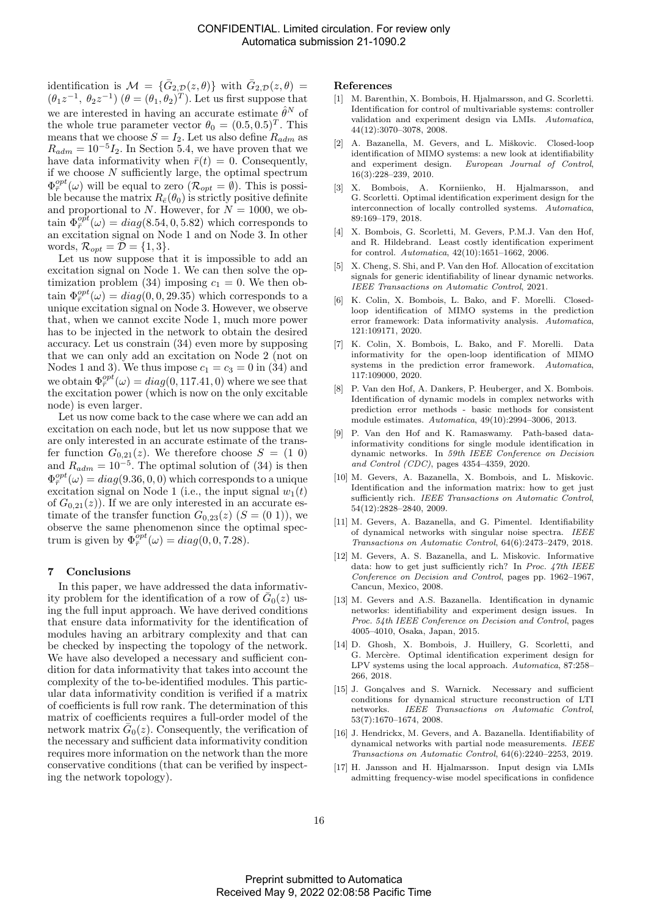identification is $\mathcal{M} = \{\bar{G}_{2,\mathcal{D}}(z,\theta)\}$ with $\bar{G}_{2,\mathcal{D}}(z,\theta) = (\theta_1 z^{-1},\ \theta_2 z^{-1})$ $(\theta = (\theta_1, \theta_2)^T)$. Let us first suppose that we are interested in having an accurate estimate $\hat{\theta}^N$ of the whole true parameter vector $\theta_0 = (0.5, 0.5)^T$. This means that we choose $S = I_2$. Let us also define $R_{adm}$ as $R_{adm} = 10^{-5} I_2$. In Section 5.4, we have proven that we have data informativity when $\bar{r}(t) = 0$. Consequently, if we choose $N$ sufficiently large, the optimal spectrum $\Phi_{\bar{r}}^{opt}(\omega)$ will be equal to zero ($\mathcal{R}_{opt} = \emptyset$). This is possible because the matrix $R_{\bar{e}}(\theta_0)$ is strictly positive definite and proportional to $N$. However, for $N = 1000$, we obtain $\Phi_{\bar{r}}^{opt}(\omega) = diag(8.54, 0, 5.82)$ which corresponds to an excitation signal on Node 1 and on Node 3. In other words, $\mathcal{R}_{opt} = \mathcal{D} = \{1, 3\}$.

Let us now suppose that it is impossible to add an excitation signal on Node 1. We can then solve the optimization problem (34) imposing $c_1 = 0$. We then obtain $\Phi_{\bar{r}}^{opt}(\omega) = diag(0, 0, 29.35)$ which corresponds to a unique excitation signal on Node 3. However, we observe that, when we cannot excite Node 1, much more power has to be injected in the network to obtain the desired accuracy. Let us constrain (34) even more by supposing that we can only add an excitation on Node 2 (not on Nodes 1 and 3). We thus impose $c_1 = c_3 = 0$ in (34) and we obtain $\Phi_{\bar{r}}^{opt}(\omega) = diag(0, 117.41, 0)$ where we see that the excitation power (which is now on the only excitable node) is even larger.

Let us now come back to the case where we can add an excitation on each node, but let us now suppose that we are only interested in an accurate estimate of the transfer function $G_{0,21}(z)$. We therefore choose $S = (1\ 0)$ and $R_{adm} = 10^{-5}$. The optimal solution of (34) is then $\Phi_{\bar{r}}^{opt}(\omega) = diag(9.36, 0, 0)$ which corresponds to a unique excitation signal on Node 1 (i.e., the input signal $w_1(t)$ of $G_{0,21}(z)$). If we are only interested in an accurate estimate of the transfer function $G_{0,23}(z)$ $(S = (0\ 1))$, we observe the same phenomenon since the optimal spectrum is given by $\Phi_{\bar{r}}^{opt}(\omega) = diag(0, 0, 7.28)$.

## 7 Conclusions

In this paper, we have addressed the data informativity problem for the identification of a row of $\bar{G}_0(z)$ using the full input approach. We have derived conditions that ensure data informativity for the identification of modules having an arbitrary complexity and that can be checked by inspecting the topology of the network. We have also developed a necessary and sufficient condition for data informativity that takes into account the complexity of the to-be-identified modules. This particular data informativity condition is verified if a matrix of coefficients is full row rank. The determination of this matrix of coefficients requires a full-order model of the network matrix $\bar{G}_0(z)$. Consequently, the verification of the necessary and sufficient data informativity condition requires more information on the network than the more conservative conditions (that can be verified by inspecting the network topology).

## References

[1] M. Barenthin, X. Bombois, H. Hjalmarsson, and G. Scorletti. Identification for control of multivariable systems: controller validation and experiment design via LMIs. *Automatica*, 44(12):3070–3078, 2008.

[2] A. Bazanella, M. Gevers, and L. Miškovic. Closed-loop identification of MIMO systems: a new look at identifiability and experiment design. *European Journal of Control*, 16(3):228–239, 2010.

[3] X. Bombois, A. Korniienko, H. Hjalmarsson, and G. Scorletti. Optimal identification experiment design for the interconnection of locally controlled systems. *Automatica*, 89:169–179, 2018.

[4] X. Bombois, G. Scorletti, M. Gevers, P.M.J. Van den Hof, and R. Hildebrand. Least costly identification experiment for control. *Automatica*, 42(10):1651–1662, 2006.

[5] X. Cheng, S. Shi, and P. Van den Hof. Allocation of excitation signals for generic identifiability of linear dynamic networks. *IEEE Transactions on Automatic Control*, 2021.

[6] K. Colin, X. Bombois, L. Bako, and F. Morelli. Closed-loop identification of MIMO systems in the prediction error framework: Data informativity analysis. *Automatica*, 121:109171, 2020.

[7] K. Colin, X. Bombois, L. Bako, and F. Morelli. Data informativity for the open-loop identification of MIMO systems in the prediction error framework. *Automatica*, 117:109000, 2020.

[8] P. Van den Hof, A. Dankers, P. Heuberger, and X. Bombois. Identification of dynamic models in complex networks with prediction error methods - basic methods for consistent module estimates. *Automatica*, 49(10):2994–3006, 2013.

[9] P. Van den Hof and K. Ramaswamy. Path-based data-informativity conditions for single module identification in dynamic networks. In *59th IEEE Conference on Decision and Control (CDC)*, pages 4354–4359, 2020.

[10] M. Gevers, A. Bazanella, X. Bombois, and L. Miskovic. Identification and the information matrix: how to get just sufficiently rich. *IEEE Transactions on Automatic Control*, 54(12):2828–2840, 2009.

[11] M. Gevers, A. Bazanella, and G. Pimentel. Identifiability of dynamical networks with singular noise spectra. *IEEE Transactions on Automatic Control*, 64(6):2473–2479, 2018.

[12] M. Gevers, A. S. Bazanella, and L. Miskovic. Informative data: how to get just sufficiently rich? In *Proc. 47th IEEE Conference on Decision and Control*, pages pp. 1962–1967, Cancun, Mexico, 2008.

[13] M. Gevers and A.S. Bazanella. Identification in dynamic networks: identifiability and experiment design issues. In *Proc. 54th IEEE Conference on Decision and Control*, pages 4005–4010, Osaka, Japan, 2015.

[14] D. Ghosh, X. Bombois, J. Huillery, G. Scorletti, and G. Mercère. Optimal identification experiment design for LPV systems using the local approach. *Automatica*, 87:258–266, 2018.

[15] J. Gonçalves and S. Warnick. Necessary and sufficient conditions for dynamical structure reconstruction of LTI networks. *IEEE Transactions on Automatic Control*, 53(7):1670–1674, 2008.

[16] J. Hendrickx, M. Gevers, and A. Bazanella. Identifiability of dynamical networks with partial node measurements. *IEEE Transactions on Automatic Control*, 64(6):2240–2253, 2019.

[17] H. Jansson and H. Hjalmarsson. Input design via LMIs admitting frequency-wise model specifications in confidence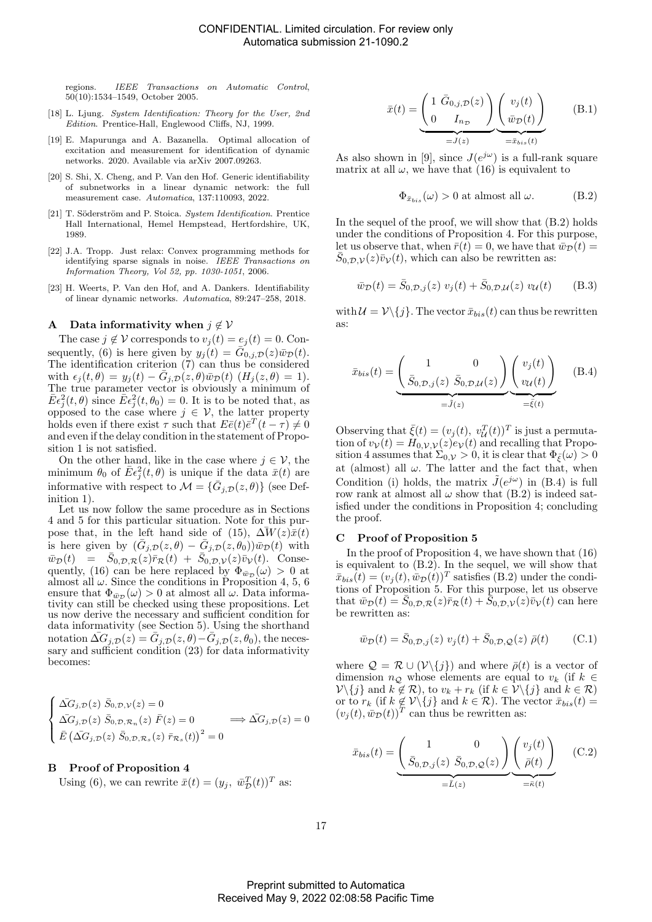regions. *IEEE Transactions on Automatic Control*, 50(10):1534–1549, October 2005.

[18] L. Ljung. *System Identification: Theory for the User, 2nd Edition*. Prentice-Hall, Englewood Cliffs, NJ, 1999.

[19] E. Mapurunga and A. Bazanella. Optimal allocation of excitation and measurement for identification of dynamic networks. 2020. Available via arXiv 2007.09263.

[20] S. Shi, X. Cheng, and P. Van den Hof. Generic identifiability of subnetworks in a linear dynamic network: the full measurement case. *Automatica*, 137:110093, 2022.

[21] T. Söderström and P. Stoica. *System Identification*. Prentice Hall International, Hemel Hempstead, Hertfordshire, UK, 1989.

[22] J.A. Tropp. Just relax: Convex programming methods for identifying sparse signals in noise. *IEEE Transactions on Information Theory, Vol 52, pp. 1030-1051*, 2006.

[23] H. Weerts, P. Van den Hof, and A. Dankers. Identifiability of linear dynamic networks. *Automatica*, 89:247–258, 2018.

## A Data informativity when $j \notin \mathcal{V}$

The case $j \notin \mathcal{V}$ corresponds to $v_j(t) = e_j(t) = 0$. Consequently, (6) is here given by $y_j(t) = \bar{G}_{0,j,\mathcal{D}}(z)\bar{w}_{\mathcal{D}}(t)$. The identification criterion (7) can thus be considered with $\epsilon_j(t,\theta) = y_j(t) - \bar{G}_{j,\mathcal{D}}(z,\theta)\bar{w}_{\mathcal{D}}(t)$ ($H_j(z,\theta) = 1$). The true parameter vector is obviously a minimum of $\bar{E}\epsilon_j^2(t,\theta)$ since $\bar{E}\epsilon_j^2(t,\theta_0) = 0$. It is to be noted that, as opposed to the case where $j \in \mathcal{V}$, the latter property holds even if there exist $\tau$ such that $E\bar{e}(t)\bar{e}^T(t-\tau) \neq 0$ and even if the delay condition in the statement of Proposition 1 is not satisfied.

On the other hand, like in the case where $j \in \mathcal{V}$, the minimum $\theta_0$ of $\bar{E}\epsilon_j^2(t,\theta)$ is unique if the data $\bar{x}(t)$ are informative with respect to $\mathcal{M} = \{\bar{G}_{j,\mathcal{D}}(z,\theta)\}$ (see Definition 1).

Let us now follow the same procedure as in Sections 4 and 5 for this particular situation. Note for this purpose that, in the left hand side of (15), $\Delta\bar{W}(z)\bar{x}(t)$ is here given by $(\bar{G}_{j,\mathcal{D}}(z,\theta) - \bar{G}_{j,\mathcal{D}}(z,\theta_0))\bar{w}_{\mathcal{D}}(t)$ with $\bar{w}_{\mathcal{D}}(t) = \bar{S}_{0,\mathcal{D},\mathcal{R}}(z)\bar{r}_{\mathcal{R}}(t) + \bar{S}_{0,\mathcal{D},\mathcal{V}}(z)\bar{v}_{\mathcal{V}}(t)$. Consequently, (16) can be here replaced by $\Phi_{\bar{w}_{\mathcal{D}}}(\omega) > 0$ at almost all $\omega$. Since the conditions in Proposition 4, 5, 6 ensure that $\Phi_{\bar{w}_{\mathcal{D}}}(\omega) > 0$ at almost all $\omega$. Data informativity can still be checked using these propositions. Let us now derive the necessary and sufficient condition for data informativity (see Section 5). Using the shorthand notation $\Delta\bar{G}_{j,\mathcal{D}}(z) = \bar{G}_{j,\mathcal{D}}(z,\theta) - \bar{G}_{j,\mathcal{D}}(z,\theta_0)$, the necessary and sufficient condition (23) for data informativity becomes:

$$
\begin{cases}
\Delta\bar{G}_{j,\mathcal{D}}(z)\ \bar{S}_{0,\mathcal{D},\mathcal{V}}(z) = 0 \\
\Delta\bar{G}_{j,\mathcal{D}}(z)\ \bar{S}_{0,\mathcal{D},\mathcal{R}_n}(z)\ \bar{F}(z) = 0 \\
\bar{E}\left(\Delta\bar{G}_{j,\mathcal{D}}(z)\ \bar{S}_{0,\mathcal{D},\mathcal{R}_s}(z)\ \bar{r}_{\mathcal{R}_s}(t)\right)^2 = 0
\end{cases}
\Longrightarrow \Delta\bar{G}_{j,\mathcal{D}}(z) = 0
$$

## B Proof of Proposition 4

Using (6), we can rewrite $\bar{x}(t) = (y_j,\ \bar{w}_{\mathcal{D}}^T(t))^T$ as:

$$
\bar{x}(t) = \underbrace{\begin{pmatrix} 1 & \bar{G}_{0,j,\mathcal{D}}(z) \\ 0 & I_{n_{\mathcal{D}}} \end{pmatrix}}_{=J(z)} \underbrace{\begin{pmatrix} v_j(t) \\ \bar{w}_{\mathcal{D}}(t) \end{pmatrix}}_{=\bar{x}_{bis}(t)} \tag{B.1}
$$

As also shown in [9], since $J(e^{j\omega})$ is a full-rank square matrix at all $\omega$, we have that (16) is equivalent to

$$
\Phi_{\bar{x}_{bis}}(\omega) > 0 \text{ at almost all } \omega. \tag{B.2}
$$

In the sequel of the proof, we will show that (B.2) holds under the conditions of Proposition 4. For this purpose, let us observe that, when $\bar{r}(t) = 0$, we have that $\bar{w}_{\mathcal{D}}(t) = \bar{S}_{0,\mathcal{D},\mathcal{V}}(z)\bar{v}_{\mathcal{V}}(t)$, which can also be rewritten as:

$$
\bar{w}_{\mathcal{D}}(t) = \bar{S}_{0,\mathcal{D},j}(z)\ v_j(t) + \bar{S}_{0,\mathcal{D},\mathcal{U}}(z)\ v_{\mathcal{U}}(t) \tag{B.3}
$$

with $\mathcal{U} = \mathcal{V}\backslash\{j\}$. The vector $\bar{x}_{bis}(t)$ can thus be rewritten as:

$$
\bar{x}_{bis}(t) = \underbrace{\begin{pmatrix} 1 & 0 \\ \bar{S}_{0,\mathcal{D},j}(z) & \bar{S}_{0,\mathcal{D},\mathcal{U}}(z) \end{pmatrix}}_{=\tilde{J}(z)} \underbrace{\begin{pmatrix} v_j(t) \\ v_{\mathcal{U}}(t) \end{pmatrix}}_{=\bar{\xi}(t)} \tag{B.4}
$$

Observing that $\bar{\xi}(t) = (v_j(t),\ v_{\mathcal{U}}^T(t))^T$ is just a permutation of $v_{\mathcal{V}}(t) = H_{0,\mathcal{V},\mathcal{V}}(z)e_{\mathcal{V}}(t)$ and recalling that Proposition 4 assumes that $\Sigma_{0,\mathcal{V}} > 0$, it is clear that $\Phi_{\bar{\xi}}(\omega) > 0$ at (almost) all $\omega$. The latter and the fact that, when Condition (i) holds, the matrix $\tilde{J}(e^{j\omega})$ in (B.4) is full row rank at almost all $\omega$ show that (B.2) is indeed satisfied under the conditions in Proposition 4; concluding the proof.

## C Proof of Proposition 5

In the proof of Proposition 4, we have shown that (16) is equivalent to (B.2). In the sequel, we will show that $\bar{x}_{bis}(t) = (v_j(t), \bar{w}_{\mathcal{D}}(t))^T$ satisfies (B.2) under the conditions of Proposition 5. For this purpose, let us observe that $\bar{w}_{\mathcal{D}}(t) = \bar{S}_{0,\mathcal{D},\mathcal{R}}(z)\bar{r}_{\mathcal{R}}(t) + \bar{S}_{0,\mathcal{D},\mathcal{V}}(z)\bar{v}_{\mathcal{V}}(t)$ can here be rewritten as:

$$
\bar{w}_{\mathcal{D}}(t) = \bar{S}_{0,\mathcal{D},j}(z)\ v_j(t) + \bar{S}_{0,\mathcal{D},\mathcal{Q}}(z)\ \bar{\rho}(t) \tag{C.1}
$$

where $\mathcal{Q} = \mathcal{R} \cup (\mathcal{V}\backslash\{j\})$ and where $\bar{\rho}(t)$ is a vector of dimension $n_{\mathcal{Q}}$ whose elements are equal to $v_k$ (if $k \in \mathcal{V}\backslash\{j\}$ and $k \notin \mathcal{R}$), to $v_k + r_k$ (if $k \in \mathcal{V}\backslash\{j\}$ and $k \in \mathcal{R}$) or to $r_k$ (if $k \notin \mathcal{V}\backslash\{j\}$ and $k \in \mathcal{R}$). The vector $\bar{x}_{bis}(t) = (v_j(t), \bar{w}_{\mathcal{D}}(t))^T$ can thus be rewritten as:

$$
\bar{x}_{bis}(t) = \underbrace{\begin{pmatrix} 1 & 0 \\ \bar{S}_{0,\mathcal{D},j}(z) & \bar{S}_{0,\mathcal{D},\mathcal{Q}}(z) \end{pmatrix}}_{=\bar{L}(z)} \underbrace{\begin{pmatrix} v_j(t) \\ \bar{\rho}(t) \end{pmatrix}}_{=\bar{\kappa}(t)} \tag{C.2}
$$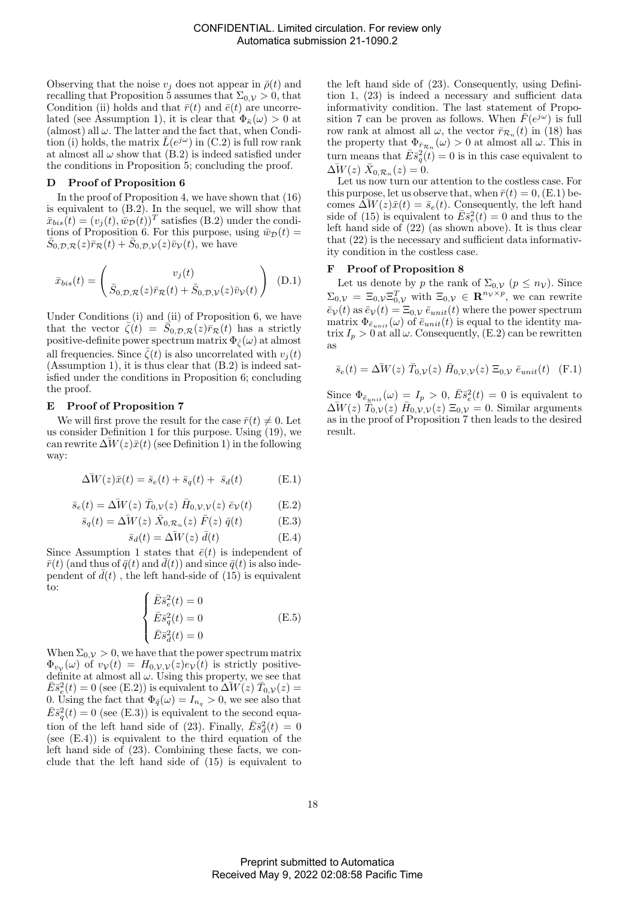Observing that the noise $v_j$ does not appear in $\bar{\rho}(t)$ and recalling that Proposition 5 assumes that $\Sigma_{0,\mathcal{V}} > 0$, that Condition (ii) holds and that $\bar{r}(t)$ and $\bar{e}(t)$ are uncorrelated (see Assumption 1), it is clear that $\Phi_{\bar{\kappa}}(\omega) > 0$ at (almost) all $\omega$. The latter and the fact that, when Condition (i) holds, the matrix $\bar{L}(e^{j\omega})$ in (C.2) is full row rank at almost all $\omega$ show that (B.2) is indeed satisfied under the conditions in Proposition 5; concluding the proof.

## D Proof of Proposition 6

In the proof of Proposition 4, we have shown that (16) is equivalent to (B.2). In the sequel, we will show that $\bar{x}_{bis}(t) = (v_j(t), \bar{w}_{\mathcal{D}}(t))^T$ satisfies (B.2) under the conditions of Proposition 6. For this purpose, using $\bar{w}_{\mathcal{D}}(t) = \bar{S}_{0,\mathcal{D},\mathcal{R}}(z)\bar{r}_{\mathcal{R}}(t) + \bar{S}_{0,\mathcal{D},\mathcal{V}}(z)\bar{v}_{\mathcal{V}}(t)$, we have

$$\bar{x}_{bis}(t) = \begin{pmatrix} v_j(t) \\ \bar{S}_{0,\mathcal{D},\mathcal{R}}(z)\bar{r}_{\mathcal{R}}(t) + \bar{S}_{0,\mathcal{D},\mathcal{V}}(z)\bar{v}_{\mathcal{V}}(t) \end{pmatrix} \quad \text{(D.1)}$$

Under Conditions (i) and (ii) of Proposition 6, we have that the vector $\bar{\zeta}(t) = \bar{S}_{0,\mathcal{D},\mathcal{R}}(z)\bar{r}_{\mathcal{R}}(t)$ has a strictly positive-definite power spectrum matrix $\Phi_{\bar{\zeta}}(\omega)$ at almost all frequencies. Since $\bar{\zeta}(t)$ is also uncorrelated with $v_j(t)$ (Assumption 1), it is thus clear that (B.2) is indeed satisfied under the conditions in Proposition 6; concluding the proof.

## E Proof of Proposition 7

We will first prove the result for the case $\bar{r}(t) \neq 0$. Let us consider Definition 1 for this purpose. Using (19), we can rewrite $\Delta\bar{W}(z)\bar{x}(t)$ (see Definition 1) in the following way:

$$\Delta\bar{W}(z)\bar{x}(t) = \bar{s}_e(t) + \bar{s}_q(t) + \bar{s}_d(t) \quad \text{(E.1)}$$

$$\bar{s}_e(t) = \Delta\bar{W}(z)\ \bar{T}_{0,\mathcal{V}}(z)\ \bar{H}_{0,\mathcal{V},\mathcal{V}}(z)\ \bar{e}_{\mathcal{V}}(t) \quad \text{(E.2)}$$

$$\bar{s}_q(t) = \Delta\bar{W}(z)\ \bar{X}_{0,\mathcal{R}_n}(z)\ \bar{F}(z)\ \bar{q}(t) \quad \text{(E.3)}$$

$$\bar{s}_d(t) = \Delta\bar{W}(z)\ \bar{d}(t) \quad \text{(E.4)}$$

Since Assumption 1 states that $\bar{e}(t)$ is independent of $\bar{r}(t)$ (and thus of $\bar{q}(t)$ and $\bar{d}(t)$) and since $\bar{q}(t)$ is also independent of $\bar{d}(t)$ , the left hand-side of (15) is equivalent to:

$$\begin{cases} \bar{E}\bar{s}_e^2(t) = 0 \\ \bar{E}\bar{s}_q^2(t) = 0 \\ \bar{E}\bar{s}_d^2(t) = 0 \end{cases} \quad \text{(E.5)}$$

When $\Sigma_{0,\mathcal{V}} > 0$, we have that the power spectrum matrix $\Phi_{v_{\mathcal{V}}}(\omega)$ of $v_{\mathcal{V}}(t) = H_{0,\mathcal{V},\mathcal{V}}(z)e_{\mathcal{V}}(t)$ is strictly positive-definite at almost all $\omega$. Using this property, we see that $\bar{E}\bar{s}_e^2(t) = 0$ (see (E.2)) is equivalent to $\Delta\bar{W}(z)\ \bar{T}_{0,\mathcal{V}}(z) = 0$. Using the fact that $\Phi_{\bar{q}}(\omega) = I_{n_q} > 0$, we see also that $\bar{E}\bar{s}_q^2(t) = 0$ (see (E.3)) is equivalent to the second equation of the left hand side of (23). Finally, $\bar{E}\bar{s}_d^2(t) = 0$ (see (E.4)) is equivalent to the third equation of the left hand side of (23). Combining these facts, we conclude that the left hand side of (15) is equivalent to the left hand side of (23). Consequently, using Definition 1, (23) is indeed a necessary and sufficient data informativity condition. The last statement of Proposition 7 can be proven as follows. When $\bar{F}(e^{j\omega})$ is full row rank at almost all $\omega$, the vector $\bar{r}_{\mathcal{R}_n}(t)$ in (18) has the property that $\Phi_{\bar{r}_{\mathcal{R}_n}}(\omega) > 0$ at almost all $\omega$. This in turn means that $\bar{E}\bar{s}_q^2(t) = 0$ is in this case equivalent to $\Delta\bar{W}(z)\ \bar{X}_{0,\mathcal{R}_n}(z) = 0$.

Let us now turn our attention to the costless case. For this purpose, let us observe that, when $\bar{r}(t) = 0$, (E.1) becomes $\Delta\bar{W}(z)\bar{x}(t) = \bar{s}_e(t)$. Consequently, the left hand side of (15) is equivalent to $\bar{E}\bar{s}_e^2(t) = 0$ and thus to the left hand side of (22) (as shown above). It is thus clear that (22) is the necessary and sufficient data informativity condition in the costless case.

## F Proof of Proposition 8

Let us denote by $p$ the rank of $\Sigma_{0,\mathcal{V}}$ ($p \leq n_{\mathcal{V}}$). Since $\Sigma_{0,\mathcal{V}} = \Xi_{0,\mathcal{V}}\Xi_{0,\mathcal{V}}^T$ with $\Xi_{0,\mathcal{V}} \in \mathbf{R}^{n_{\mathcal{V}} \times p}$, we can rewrite $\bar{e}_{\mathcal{V}}(t)$ as $\bar{e}_{\mathcal{V}}(t) = \Xi_{0,\mathcal{V}}\ \bar{e}_{unit}(t)$ where the power spectrum matrix $\Phi_{\bar{e}_{unit}}(\omega)$ of $\bar{e}_{unit}(t)$ is equal to the identity matrix $I_p > 0$ at all $\omega$. Consequently, (E.2) can be rewritten as

$$\bar{s}_e(t) = \Delta\bar{W}(z)\ \bar{T}_{0,\mathcal{V}}(z)\ \bar{H}_{0,\mathcal{V},\mathcal{V}}(z)\ \Xi_{0,\mathcal{V}}\ \bar{e}_{unit}(t) \quad \text{(F.1)}$$

Since $\Phi_{\bar{e}_{unit}}(\omega) = I_p > 0$, $\bar{E}\bar{s}_e^2(t) = 0$ is equivalent to $\Delta\bar{W}(z)\ \bar{T}_{0,\mathcal{V}}(z)\ \bar{H}_{0,\mathcal{V},\mathcal{V}}(z)\ \Xi_{0,\mathcal{V}} = 0$. Similar arguments as in the proof of Proposition 7 then leads to the desired result.